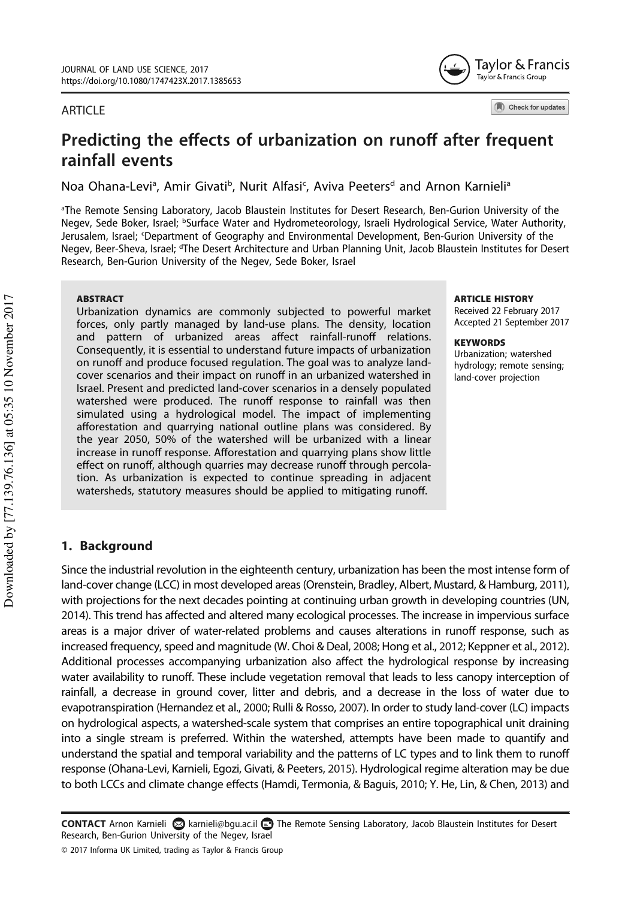ARTICLE

# Predicting the effects of urbanization on runoff after frequent rainfall events

Noa Ohana-Levi[a], Amir Givati[b], Nurit Alfasi[c], Aviva Peeters[d] and Arnon Karnieli[a]

[a]The Remote Sensing Laboratory, Jacob Blaustein Institutes for Desert Research, Ben-Gurion University of the Negev, Sede Boker, Israel; [b]Surface Water and Hydrometeorology, Israeli Hydrological Service, Water Authority, Jerusalem, Israel; [c]Department of Geography and Environmental Development, Ben-Gurion University of the Negev, Beer-Sheva, Israel; [d]The Desert Architecture and Urban Planning Unit, Jacob Blaustein Institutes for Desert Research, Ben-Gurion University of the Negev, Sede Boker, Israel

**ABSTRACT**

Urbanization dynamics are commonly subjected to powerful market forces, only partly managed by land-use plans. The density, location and pattern of urbanized areas affect rainfall-runoff relations. Consequently, it is essential to understand future impacts of urbanization on runoff and produce focused regulation. The goal was to analyze land-cover scenarios and their impact on runoff in an urbanized watershed in Israel. Present and predicted land-cover scenarios in a densely populated watershed were produced. The runoff response to rainfall was then simulated using a hydrological model. The impact of implementing afforestation and quarrying national outline plans was considered. By the year 2050, 50% of the watershed will be urbanized with a linear increase in runoff response. Afforestation and quarrying plans show little effect on runoff, although quarries may decrease runoff through percolation. As urbanization is expected to continue spreading in adjacent watersheds, statutory measures should be applied to mitigating runoff.

**ARTICLE HISTORY**

Received 22 February 2017
Accepted 21 September 2017

**KEYWORDS**

Urbanization; watershed hydrology; remote sensing; land-cover projection

## 1. Background

Since the industrial revolution in the eighteenth century, urbanization has been the most intense form of land-cover change (LCC) in most developed areas (Orenstein, Bradley, Albert, Mustard, & Hamburg, 2011), with projections for the next decades pointing at continuing urban growth in developing countries (UN, 2014). This trend has affected and altered many ecological processes. The increase in impervious surface areas is a major driver of water-related problems and causes alterations in runoff response, such as increased frequency, speed and magnitude (W. Choi & Deal, 2008; Hong et al., 2012; Keppner et al., 2012). Additional processes accompanying urbanization also affect the hydrological response by increasing water availability to runoff. These include vegetation removal that leads to less canopy interception of rainfall, a decrease in ground cover, litter and debris, and a decrease in the loss of water due to evapotranspiration (Hernandez et al., 2000; Rulli & Rosso, 2007). In order to study land-cover (LC) impacts on hydrological aspects, a watershed-scale system that comprises an entire topographical unit draining into a single stream is preferred. Within the watershed, attempts have been made to quantify and understand the spatial and temporal variability and the patterns of LC types and to link them to runoff response (Ohana-Levi, Karnieli, Egozi, Givati, & Peeters, 2015). Hydrological regime alteration may be due to both LCCs and climate change effects (Hamdi, Termonia, & Baguis, 2010; Y. He, Lin, & Chen, 2013) and

**CONTACT** Arnon Karnieli karnieli@bgu.ac.il The Remote Sensing Laboratory, Jacob Blaustein Institutes for Desert Research, Ben-Gurion University of the Negev, Israel

© 2017 Informa UK Limited, trading as Taylor & Francis Group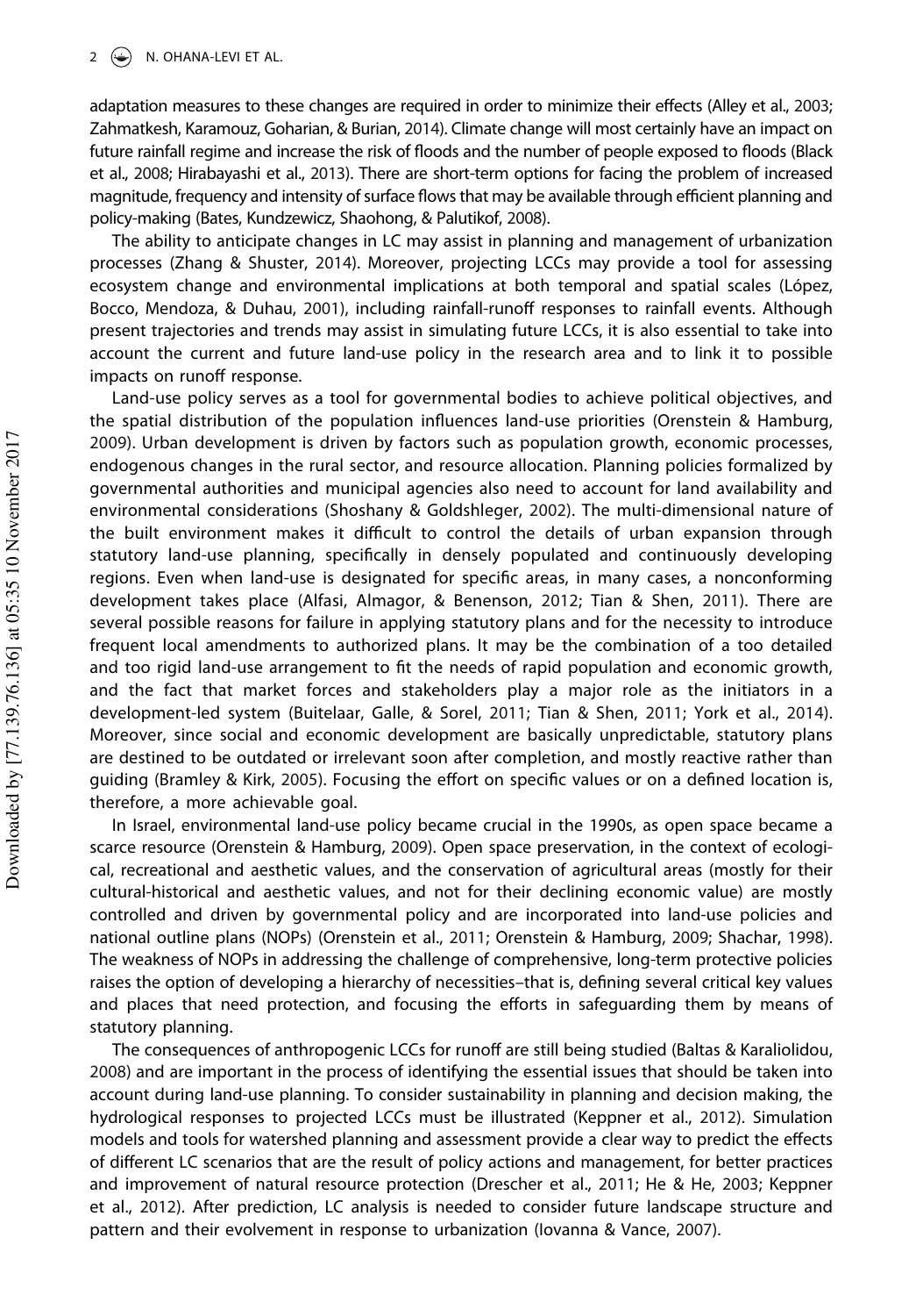adaptation measures to these changes are required in order to minimize their effects (Alley et al., 2003; Zahmatkesh, Karamouz, Goharian, & Burian, 2014). Climate change will most certainly have an impact on future rainfall regime and increase the risk of floods and the number of people exposed to floods (Black et al., 2008; Hirabayashi et al., 2013). There are short-term options for facing the problem of increased magnitude, frequency and intensity of surface flows that may be available through efficient planning and policy-making (Bates, Kundzewicz, Shaohong, & Palutikof, 2008).

The ability to anticipate changes in LC may assist in planning and management of urbanization processes (Zhang & Shuster, 2014). Moreover, projecting LCCs may provide a tool for assessing ecosystem change and environmental implications at both temporal and spatial scales (López, Bocco, Mendoza, & Duhau, 2001), including rainfall-runoff responses to rainfall events. Although present trajectories and trends may assist in simulating future LCCs, it is also essential to take into account the current and future land-use policy in the research area and to link it to possible impacts on runoff response.

Land-use policy serves as a tool for governmental bodies to achieve political objectives, and the spatial distribution of the population influences land-use priorities (Orenstein & Hamburg, 2009). Urban development is driven by factors such as population growth, economic processes, endogenous changes in the rural sector, and resource allocation. Planning policies formalized by governmental authorities and municipal agencies also need to account for land availability and environmental considerations (Shoshany & Goldshleger, 2002). The multi-dimensional nature of the built environment makes it difficult to control the details of urban expansion through statutory land-use planning, specifically in densely populated and continuously developing regions. Even when land-use is designated for specific areas, in many cases, a nonconforming development takes place (Alfasi, Almagor, & Benenson, 2012; Tian & Shen, 2011). There are several possible reasons for failure in applying statutory plans and for the necessity to introduce frequent local amendments to authorized plans. It may be the combination of a too detailed and too rigid land-use arrangement to fit the needs of rapid population and economic growth, and the fact that market forces and stakeholders play a major role as the initiators in a development-led system (Buitelaar, Galle, & Sorel, 2011; Tian & Shen, 2011; York et al., 2014). Moreover, since social and economic development are basically unpredictable, statutory plans are destined to be outdated or irrelevant soon after completion, and mostly reactive rather than guiding (Bramley & Kirk, 2005). Focusing the effort on specific values or on a defined location is, therefore, a more achievable goal.

In Israel, environmental land-use policy became crucial in the 1990s, as open space became a scarce resource (Orenstein & Hamburg, 2009). Open space preservation, in the context of ecological, recreational and aesthetic values, and the conservation of agricultural areas (mostly for their cultural-historical and aesthetic values, and not for their declining economic value) are mostly controlled and driven by governmental policy and are incorporated into land-use policies and national outline plans (NOPs) (Orenstein et al., 2011; Orenstein & Hamburg, 2009; Shachar, 1998). The weakness of NOPs in addressing the challenge of comprehensive, long-term protective policies raises the option of developing a hierarchy of necessities–that is, defining several critical key values and places that need protection, and focusing the efforts in safeguarding them by means of statutory planning.

The consequences of anthropogenic LCCs for runoff are still being studied (Baltas & Karaliolidou, 2008) and are important in the process of identifying the essential issues that should be taken into account during land-use planning. To consider sustainability in planning and decision making, the hydrological responses to projected LCCs must be illustrated (Keppner et al., 2012). Simulation models and tools for watershed planning and assessment provide a clear way to predict the effects of different LC scenarios that are the result of policy actions and management, for better practices and improvement of natural resource protection (Drescher et al., 2011; He & He, 2003; Keppner et al., 2012). After prediction, LC analysis is needed to consider future landscape structure and pattern and their evolvement in response to urbanization (Iovanna & Vance, 2007).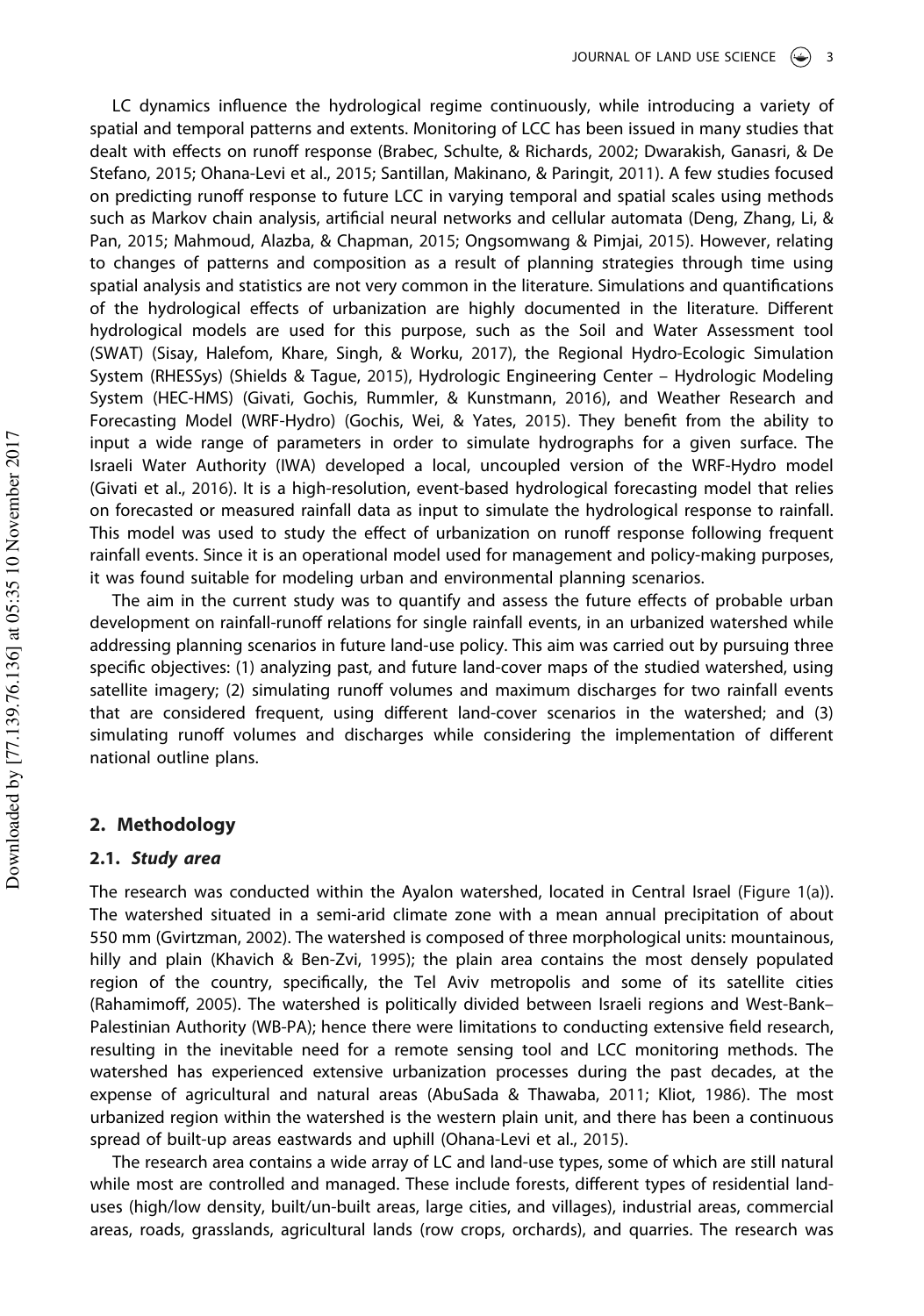LC dynamics influence the hydrological regime continuously, while introducing a variety of spatial and temporal patterns and extents. Monitoring of LCC has been issued in many studies that dealt with effects on runoff response (Brabec, Schulte, & Richards, 2002; Dwarakish, Ganasri, & De Stefano, 2015; Ohana-Levi et al., 2015; Santillan, Makinano, & Paringit, 2011). A few studies focused on predicting runoff response to future LCC in varying temporal and spatial scales using methods such as Markov chain analysis, artificial neural networks and cellular automata (Deng, Zhang, Li, & Pan, 2015; Mahmoud, Alazba, & Chapman, 2015; Ongsomwang & Pimjai, 2015). However, relating to changes of patterns and composition as a result of planning strategies through time using spatial analysis and statistics are not very common in the literature. Simulations and quantifications of the hydrological effects of urbanization are highly documented in the literature. Different hydrological models are used for this purpose, such as the Soil and Water Assessment tool (SWAT) (Sisay, Halefom, Khare, Singh, & Worku, 2017), the Regional Hydro-Ecologic Simulation System (RHESSys) (Shields & Tague, 2015), Hydrologic Engineering Center – Hydrologic Modeling System (HEC-HMS) (Givati, Gochis, Rummler, & Kunstmann, 2016), and Weather Research and Forecasting Model (WRF-Hydro) (Gochis, Wei, & Yates, 2015). They benefit from the ability to input a wide range of parameters in order to simulate hydrographs for a given surface. The Israeli Water Authority (IWA) developed a local, uncoupled version of the WRF-Hydro model (Givati et al., 2016). It is a high-resolution, event-based hydrological forecasting model that relies on forecasted or measured rainfall data as input to simulate the hydrological response to rainfall. This model was used to study the effect of urbanization on runoff response following frequent rainfall events. Since it is an operational model used for management and policy-making purposes, it was found suitable for modeling urban and environmental planning scenarios.

The aim in the current study was to quantify and assess the future effects of probable urban development on rainfall-runoff relations for single rainfall events, in an urbanized watershed while addressing planning scenarios in future land-use policy. This aim was carried out by pursuing three specific objectives: (1) analyzing past, and future land-cover maps of the studied watershed, using satellite imagery; (2) simulating runoff volumes and maximum discharges for two rainfall events that are considered frequent, using different land-cover scenarios in the watershed; and (3) simulating runoff volumes and discharges while considering the implementation of different national outline plans.

## 2. Methodology

### 2.1. *Study area*

The research was conducted within the Ayalon watershed, located in Central Israel (Figure 1(a)). The watershed situated in a semi-arid climate zone with a mean annual precipitation of about 550 mm (Gvirtzman, 2002). The watershed is composed of three morphological units: mountainous, hilly and plain (Khavich & Ben-Zvi, 1995); the plain area contains the most densely populated region of the country, specifically, the Tel Aviv metropolis and some of its satellite cities (Rahamimoff, 2005). The watershed is politically divided between Israeli regions and West-Bank–Palestinian Authority (WB-PA); hence there were limitations to conducting extensive field research, resulting in the inevitable need for a remote sensing tool and LCC monitoring methods. The watershed has experienced extensive urbanization processes during the past decades, at the expense of agricultural and natural areas (AbuSada & Thawaba, 2011; Kliot, 1986). The most urbanized region within the watershed is the western plain unit, and there has been a continuous spread of built-up areas eastwards and uphill (Ohana-Levi et al., 2015).

The research area contains a wide array of LC and land-use types, some of which are still natural while most are controlled and managed. These include forests, different types of residential land-uses (high/low density, built/un-built areas, large cities, and villages), industrial areas, commercial areas, roads, grasslands, agricultural lands (row crops, orchards), and quarries. The research was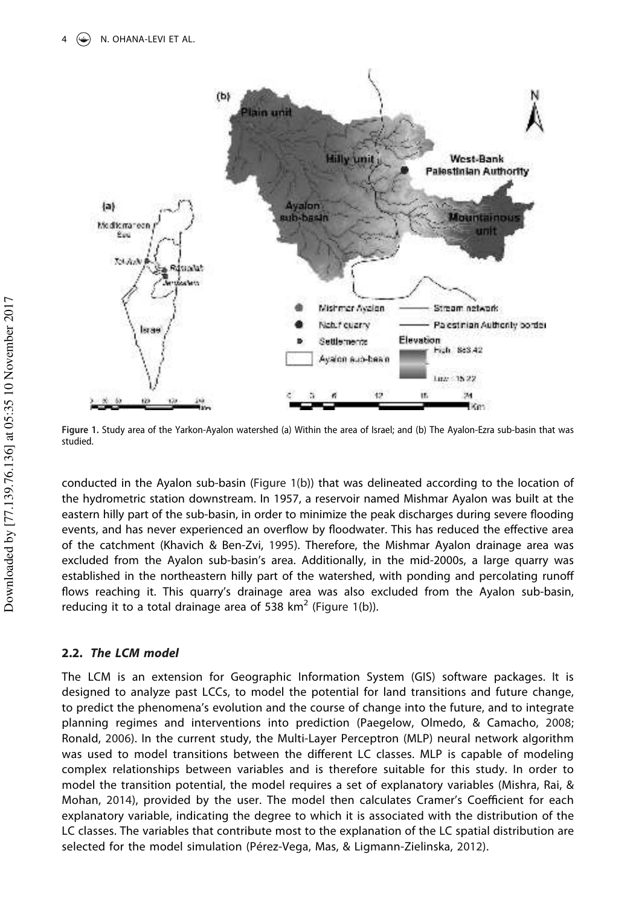Figure 1. Study area of the Yarkon-Ayalon watershed (a) Within the area of Israel; and (b) The Ayalon-Ezra sub-basin that was studied.

conducted in the Ayalon sub-basin (Figure 1(b)) that was delineated according to the location of the hydrometric station downstream. In 1957, a reservoir named Mishmar Ayalon was built at the eastern hilly part of the sub-basin, in order to minimize the peak discharges during severe flooding events, and has never experienced an overflow by floodwater. This has reduced the effective area of the catchment (Khavich & Ben-Zvi, 1995). Therefore, the Mishmar Ayalon drainage area was excluded from the Ayalon sub-basin's area. Additionally, in the mid-2000s, a large quarry was established in the northeastern hilly part of the watershed, with ponding and percolating runoff flows reaching it. This quarry's drainage area was also excluded from the Ayalon sub-basin, reducing it to a total drainage area of 538 $km^2$ (Figure 1(b)).

### 2.2. *The LCM model*

The LCM is an extension for Geographic Information System (GIS) software packages. It is designed to analyze past LCCs, to model the potential for land transitions and future change, to predict the phenomena's evolution and the course of change into the future, and to integrate planning regimes and interventions into prediction (Paegelow, Olmedo, & Camacho, 2008; Ronald, 2006). In the current study, the Multi-Layer Perceptron (MLP) neural network algorithm was used to model transitions between the different LC classes. MLP is capable of modeling complex relationships between variables and is therefore suitable for this study. In order to model the transition potential, the model requires a set of explanatory variables (Mishra, Rai, & Mohan, 2014), provided by the user. The model then calculates Cramer's Coefficient for each explanatory variable, indicating the degree to which it is associated with the distribution of the LC classes. The variables that contribute most to the explanation of the LC spatial distribution are selected for the model simulation (Pérez-Vega, Mas, & Ligmann-Zielinska, 2012).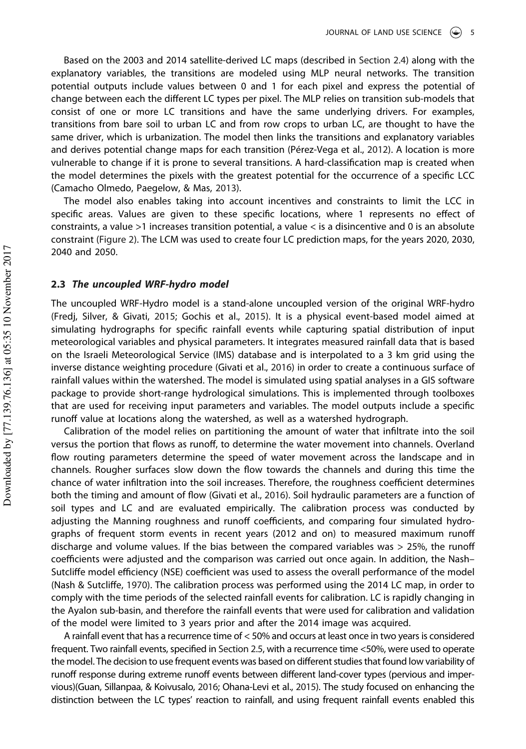Based on the 2003 and 2014 satellite-derived LC maps (described in Section 2.4) along with the explanatory variables, the transitions are modeled using MLP neural networks. The transition potential outputs include values between 0 and 1 for each pixel and express the potential of change between each the different LC types per pixel. The MLP relies on transition sub-models that consist of one or more LC transitions and have the same underlying drivers. For examples, transitions from bare soil to urban LC and from row crops to urban LC, are thought to have the same driver, which is urbanization. The model then links the transitions and explanatory variables and derives potential change maps for each transition (Pérez-Vega et al., 2012). A location is more vulnerable to change if it is prone to several transitions. A hard-classification map is created when the model determines the pixels with the greatest potential for the occurrence of a specific LCC (Camacho Olmedo, Paegelow, & Mas, 2013).

The model also enables taking into account incentives and constraints to limit the LCC in specific areas. Values are given to these specific locations, where 1 represents no effect of constraints, a value >1 increases transition potential, a value < is a disincentive and 0 is an absolute constraint (Figure 2). The LCM was used to create four LC prediction maps, for the years 2020, 2030, 2040 and 2050.

### 2.3 *The uncoupled WRF-hydro model*

The uncoupled WRF-Hydro model is a stand-alone uncoupled version of the original WRF-hydro (Fredj, Silver, & Givati, 2015; Gochis et al., 2015). It is a physical event-based model aimed at simulating hydrographs for specific rainfall events while capturing spatial distribution of input meteorological variables and physical parameters. It integrates measured rainfall data that is based on the Israeli Meteorological Service (IMS) database and is interpolated to a 3 km grid using the inverse distance weighting procedure (Givati et al., 2016) in order to create a continuous surface of rainfall values within the watershed. The model is simulated using spatial analyses in a GIS software package to provide short-range hydrological simulations. This is implemented through toolboxes that are used for receiving input parameters and variables. The model outputs include a specific runoff value at locations along the watershed, as well as a watershed hydrograph.

Calibration of the model relies on partitioning the amount of water that infiltrate into the soil versus the portion that flows as runoff, to determine the water movement into channels. Overland flow routing parameters determine the speed of water movement across the landscape and in channels. Rougher surfaces slow down the flow towards the channels and during this time the chance of water infiltration into the soil increases. Therefore, the roughness coefficient determines both the timing and amount of flow (Givati et al., 2016). Soil hydraulic parameters are a function of soil types and LC and are evaluated empirically. The calibration process was conducted by adjusting the Manning roughness and runoff coefficients, and comparing four simulated hydrographs of frequent storm events in recent years (2012 and on) to measured maximum runoff discharge and volume values. If the bias between the compared variables was > 25%, the runoff coefficients were adjusted and the comparison was carried out once again. In addition, the Nash–Sutcliffe model efficiency (NSE) coefficient was used to assess the overall performance of the model (Nash & Sutcliffe, 1970). The calibration process was performed using the 2014 LC map, in order to comply with the time periods of the selected rainfall events for calibration. LC is rapidly changing in the Ayalon sub-basin, and therefore the rainfall events that were used for calibration and validation of the model were limited to 3 years prior and after the 2014 image was acquired.

A rainfall event that has a recurrence time of < 50% and occurs at least once in two years is considered frequent. Two rainfall events, specified in Section 2.5, with a recurrence time <50%, were used to operate the model. The decision to use frequent events was based on different studies that found low variability of runoff response during extreme runoff events between different land-cover types (pervious and impervious)(Guan, Sillanpaa, & Koivusalo, 2016; Ohana-Levi et al., 2015). The study focused on enhancing the distinction between the LC types' reaction to rainfall, and using frequent rainfall events enabled this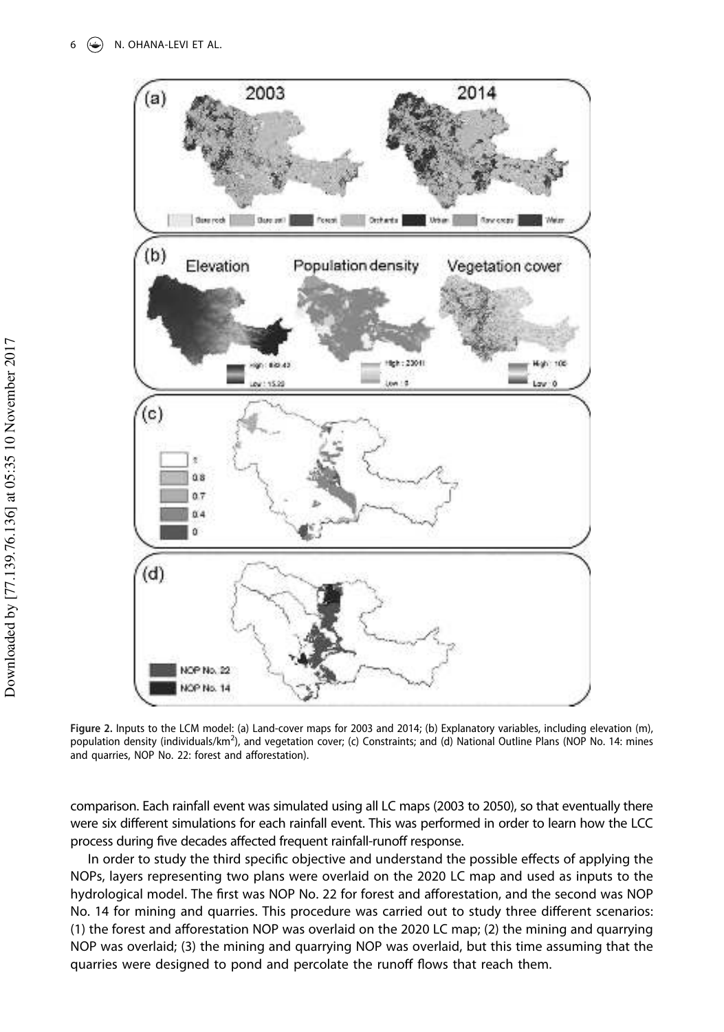**Figure 2.** Inputs to the LCM model: (a) Land-cover maps for 2003 and 2014; (b) Explanatory variables, including elevation (m), population density (individuals/km$^2$), and vegetation cover; (c) Constraints; and (d) National Outline Plans (NOP No. 14: mines and quarries, NOP No. 22: forest and afforestation).

comparison. Each rainfall event was simulated using all LC maps (2003 to 2050), so that eventually there were six different simulations for each rainfall event. This was performed in order to learn how the LCC process during five decades affected frequent rainfall-runoff response.

In order to study the third specific objective and understand the possible effects of applying the NOPs, layers representing two plans were overlaid on the 2020 LC map and used as inputs to the hydrological model. The first was NOP No. 22 for forest and afforestation, and the second was NOP No. 14 for mining and quarries. This procedure was carried out to study three different scenarios: (1) the forest and afforestation NOP was overlaid on the 2020 LC map; (2) the mining and quarrying NOP was overlaid; (3) the mining and quarrying NOP was overlaid, but this time assuming that the quarries were designed to pond and percolate the runoff flows that reach them.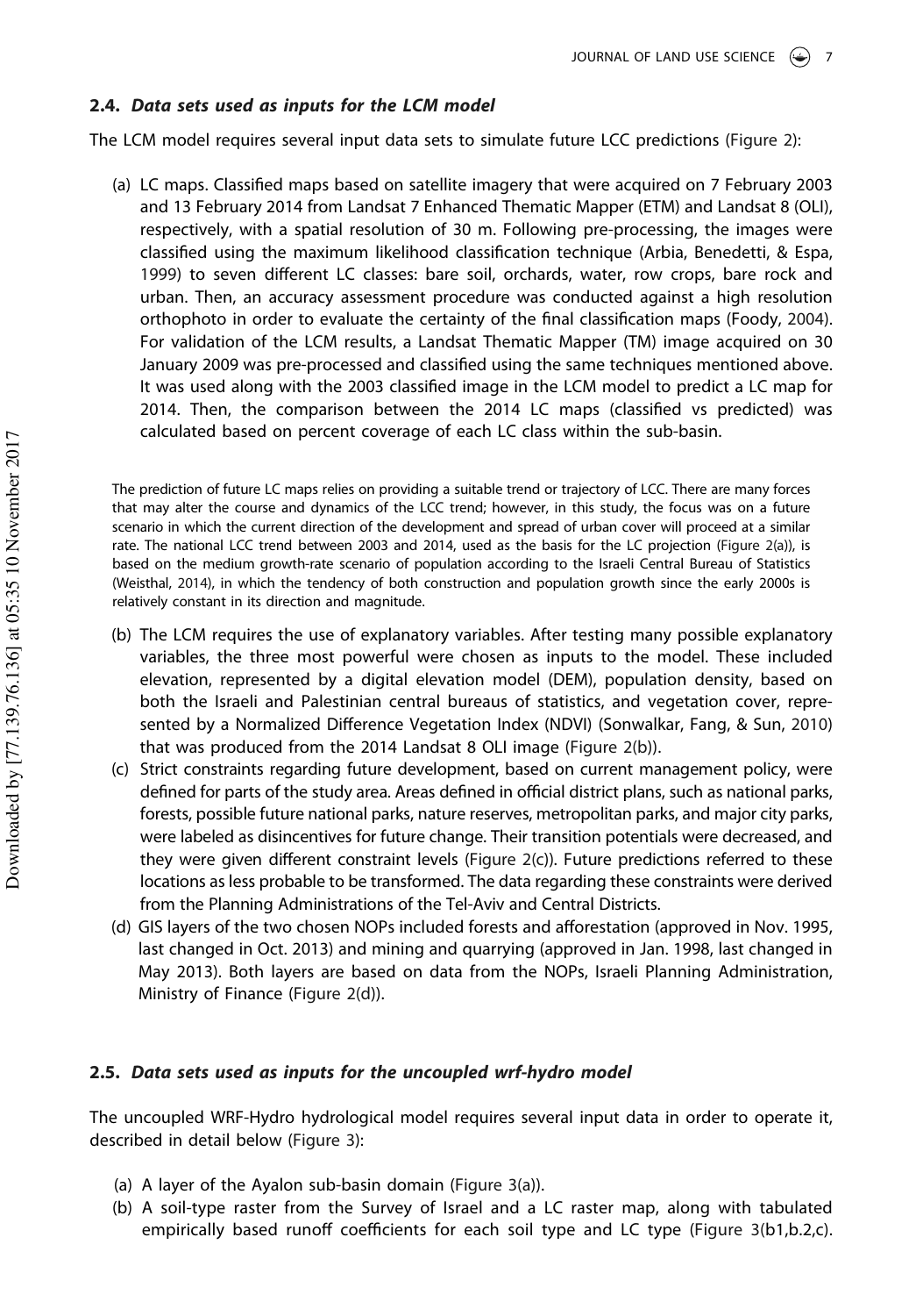### 2.4. *Data sets used as inputs for the LCM model*

The LCM model requires several input data sets to simulate future LCC predictions (Figure 2):

(a) LC maps. Classified maps based on satellite imagery that were acquired on 7 February 2003 and 13 February 2014 from Landsat 7 Enhanced Thematic Mapper (ETM) and Landsat 8 (OLI), respectively, with a spatial resolution of 30 m. Following pre-processing, the images were classified using the maximum likelihood classification technique (Arbia, Benedetti, & Espa, 1999) to seven different LC classes: bare soil, orchards, water, row crops, bare rock and urban. Then, an accuracy assessment procedure was conducted against a high resolution orthophoto in order to evaluate the certainty of the final classification maps (Foody, 2004). For validation of the LCM results, a Landsat Thematic Mapper (TM) image acquired on 30 January 2009 was pre-processed and classified using the same techniques mentioned above. It was used along with the 2003 classified image in the LCM model to predict a LC map for 2014. Then, the comparison between the 2014 LC maps (classified vs predicted) was calculated based on percent coverage of each LC class within the sub-basin.

The prediction of future LC maps relies on providing a suitable trend or trajectory of LCC. There are many forces that may alter the course and dynamics of the LCC trend; however, in this study, the focus was on a future scenario in which the current direction of the development and spread of urban cover will proceed at a similar rate. The national LCC trend between 2003 and 2014, used as the basis for the LC projection (Figure 2(a)), is based on the medium growth-rate scenario of population according to the Israeli Central Bureau of Statistics (Weisthal, 2014), in which the tendency of both construction and population growth since the early 2000s is relatively constant in its direction and magnitude.

(b) The LCM requires the use of explanatory variables. After testing many possible explanatory variables, the three most powerful were chosen as inputs to the model. These included elevation, represented by a digital elevation model (DEM), population density, based on both the Israeli and Palestinian central bureaus of statistics, and vegetation cover, represented by a Normalized Difference Vegetation Index (NDVI) (Sonwalkar, Fang, & Sun, 2010) that was produced from the 2014 Landsat 8 OLI image (Figure 2(b)).

(c) Strict constraints regarding future development, based on current management policy, were defined for parts of the study area. Areas defined in official district plans, such as national parks, forests, possible future national parks, nature reserves, metropolitan parks, and major city parks, were labeled as disincentives for future change. Their transition potentials were decreased, and they were given different constraint levels (Figure 2(c)). Future predictions referred to these locations as less probable to be transformed. The data regarding these constraints were derived from the Planning Administrations of the Tel-Aviv and Central Districts.

(d) GIS layers of the two chosen NOPs included forests and afforestation (approved in Nov. 1995, last changed in Oct. 2013) and mining and quarrying (approved in Jan. 1998, last changed in May 2013). Both layers are based on data from the NOPs, Israeli Planning Administration, Ministry of Finance (Figure 2(d)).

### 2.5. *Data sets used as inputs for the uncoupled wrf-hydro model*

The uncoupled WRF-Hydro hydrological model requires several input data in order to operate it, described in detail below (Figure 3):

(a) A layer of the Ayalon sub-basin domain (Figure 3(a)).

(b) A soil-type raster from the Survey of Israel and a LC raster map, along with tabulated empirically based runoff coefficients for each soil type and LC type (Figure 3(b1,b.2,c).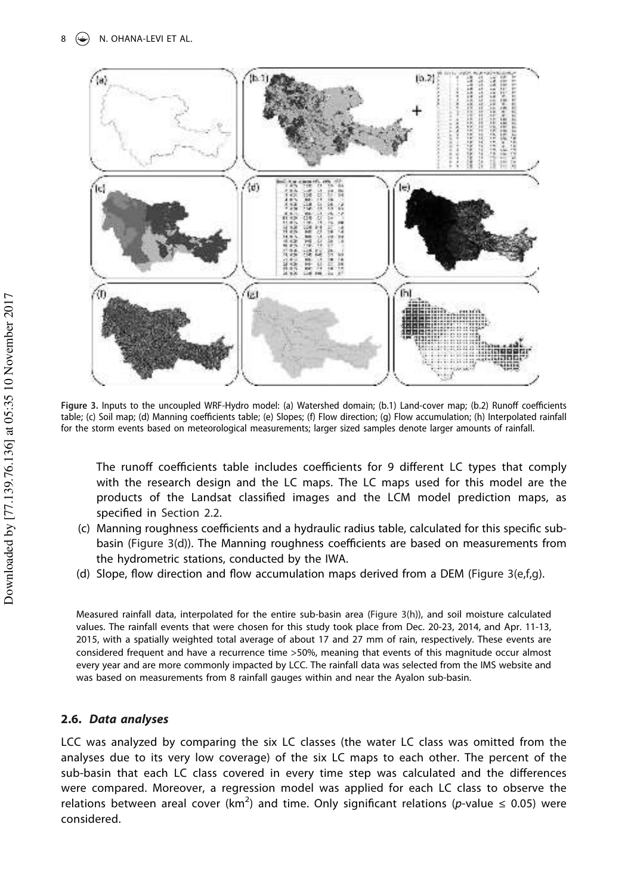Figure 3. Inputs to the uncoupled WRF-Hydro model: (a) Watershed domain; (b.1) Land-cover map; (b.2) Runoff coefficients table; (c) Soil map; (d) Manning coefficients table; (e) Slopes; (f) Flow direction; (g) Flow accumulation; (h) Interpolated rainfall for the storm events based on meteorological measurements; larger sized samples denote larger amounts of rainfall.

The runoff coefficients table includes coefficients for 9 different LC types that comply with the research design and the LC maps. The LC maps used for this model are the products of the Landsat classified images and the LCM model prediction maps, as specified in Section 2.2.

(c) Manning roughness coefficients and a hydraulic radius table, calculated for this specific sub-basin (Figure 3(d)). The Manning roughness coefficients are based on measurements from the hydrometric stations, conducted by the IWA.

(d) Slope, flow direction and flow accumulation maps derived from a DEM (Figure 3(e,f,g).

Measured rainfall data, interpolated for the entire sub-basin area (Figure 3(h)), and soil moisture calculated values. The rainfall events that were chosen for this study took place from Dec. 20-23, 2014, and Apr. 11-13, 2015, with a spatially weighted total average of about 17 and 27 mm of rain, respectively. These events are considered frequent and have a recurrence time >50%, meaning that events of this magnitude occur almost every year and are more commonly impacted by LCC. The rainfall data was selected from the IMS website and was based on measurements from 8 rainfall gauges within and near the Ayalon sub-basin.

## 2.6. *Data analyses*

LCC was analyzed by comparing the six LC classes (the water LC class was omitted from the analyses due to its very low coverage) of the six LC maps to each other. The percent of the sub-basin that each LC class covered in every time step was calculated and the differences were compared. Moreover, a regression model was applied for each LC class to observe the relations between areal cover ($km^2$) and time. Only significant relations ($p$-value $\leq 0.05$) were considered.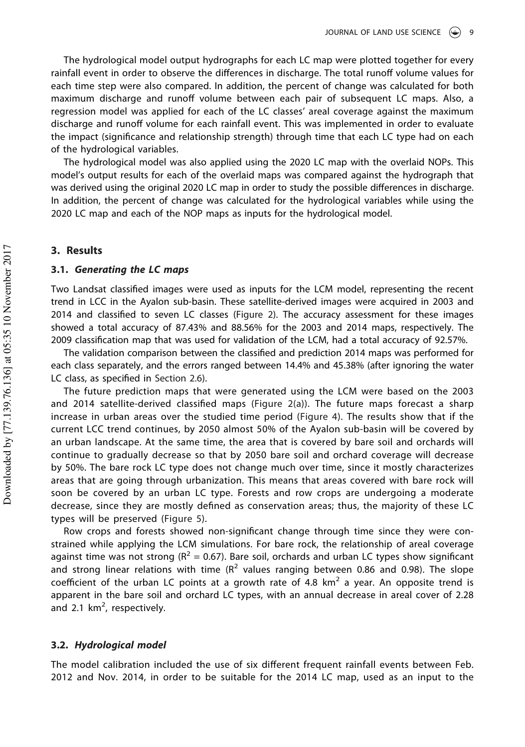The hydrological model output hydrographs for each LC map were plotted together for every rainfall event in order to observe the differences in discharge. The total runoff volume values for each time step were also compared. In addition, the percent of change was calculated for both maximum discharge and runoff volume between each pair of subsequent LC maps. Also, a regression model was applied for each of the LC classes' areal coverage against the maximum discharge and runoff volume for each rainfall event. This was implemented in order to evaluate the impact (significance and relationship strength) through time that each LC type had on each of the hydrological variables.

The hydrological model was also applied using the 2020 LC map with the overlaid NOPs. This model's output results for each of the overlaid maps was compared against the hydrograph that was derived using the original 2020 LC map in order to study the possible differences in discharge. In addition, the percent of change was calculated for the hydrological variables while using the 2020 LC map and each of the NOP maps as inputs for the hydrological model.

## 3. Results

### 3.1. *Generating the LC maps*

Two Landsat classified images were used as inputs for the LCM model, representing the recent trend in LCC in the Ayalon sub-basin. These satellite-derived images were acquired in 2003 and 2014 and classified to seven LC classes (Figure 2). The accuracy assessment for these images showed a total accuracy of 87.43% and 88.56% for the 2003 and 2014 maps, respectively. The 2009 classification map that was used for validation of the LCM, had a total accuracy of 92.57%.

The validation comparison between the classified and prediction 2014 maps was performed for each class separately, and the errors ranged between 14.4% and 45.38% (after ignoring the water LC class, as specified in Section 2.6).

The future prediction maps that were generated using the LCM were based on the 2003 and 2014 satellite-derived classified maps (Figure 2(a)). The future maps forecast a sharp increase in urban areas over the studied time period (Figure 4). The results show that if the current LCC trend continues, by 2050 almost 50% of the Ayalon sub-basin will be covered by an urban landscape. At the same time, the area that is covered by bare soil and orchards will continue to gradually decrease so that by 2050 bare soil and orchard coverage will decrease by 50%. The bare rock LC type does not change much over time, since it mostly characterizes areas that are going through urbanization. This means that areas covered with bare rock will soon be covered by an urban LC type. Forests and row crops are undergoing a moderate decrease, since they are mostly defined as conservation areas; thus, the majority of these LC types will be preserved (Figure 5).

Row crops and forests showed non-significant change through time since they were constrained while applying the LCM simulations. For bare rock, the relationship of areal coverage against time was not strong ($R^2 = 0.67$). Bare soil, orchards and urban LC types show significant and strong linear relations with time ($R^2$ values ranging between 0.86 and 0.98). The slope coefficient of the urban LC points at a growth rate of 4.8 $km^2$ a year. An opposite trend is apparent in the bare soil and orchard LC types, with an annual decrease in areal cover of 2.28 and 2.1 $km^2$, respectively.

### 3.2. *Hydrological model*

The model calibration included the use of six different frequent rainfall events between Feb. 2012 and Nov. 2014, in order to be suitable for the 2014 LC map, used as an input to the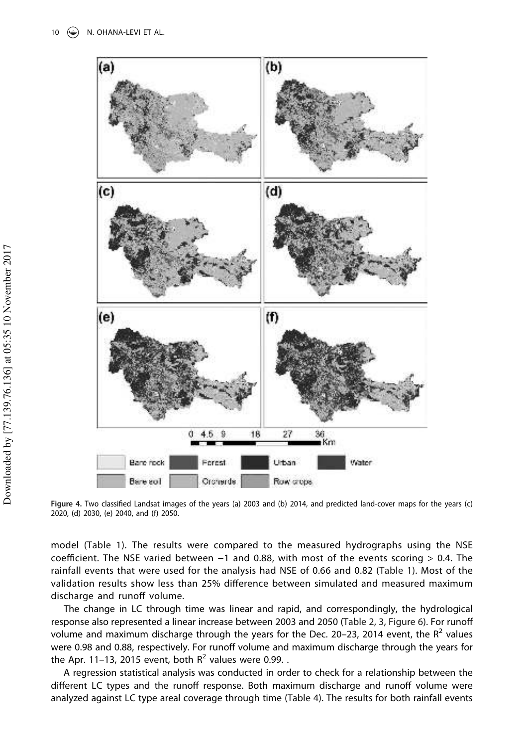Figure 4. Two classified Landsat images of the years (a) 2003 and (b) 2014, and predicted land-cover maps for the years (c) 2020, (d) 2030, (e) 2040, and (f) 2050.

model (Table 1). The results were compared to the measured hydrographs using the NSE coefficient. The NSE varied between −1 and 0.88, with most of the events scoring > 0.4. The rainfall events that were used for the analysis had NSE of 0.66 and 0.82 (Table 1). Most of the validation results show less than 25% difference between simulated and measured maximum discharge and runoff volume.

The change in LC through time was linear and rapid, and correspondingly, the hydrological response also represented a linear increase between 2003 and 2050 (Table 2, 3, Figure 6). For runoff volume and maximum discharge through the years for the Dec. 20–23, 2014 event, the $R^2$ values were 0.98 and 0.88, respectively. For runoff volume and maximum discharge through the years for the Apr. 11–13, 2015 event, both $R^2$ values were 0.99. .

A regression statistical analysis was conducted in order to check for a relationship between the different LC types and the runoff response. Both maximum discharge and runoff volume were analyzed against LC type areal coverage through time (Table 4). The results for both rainfall events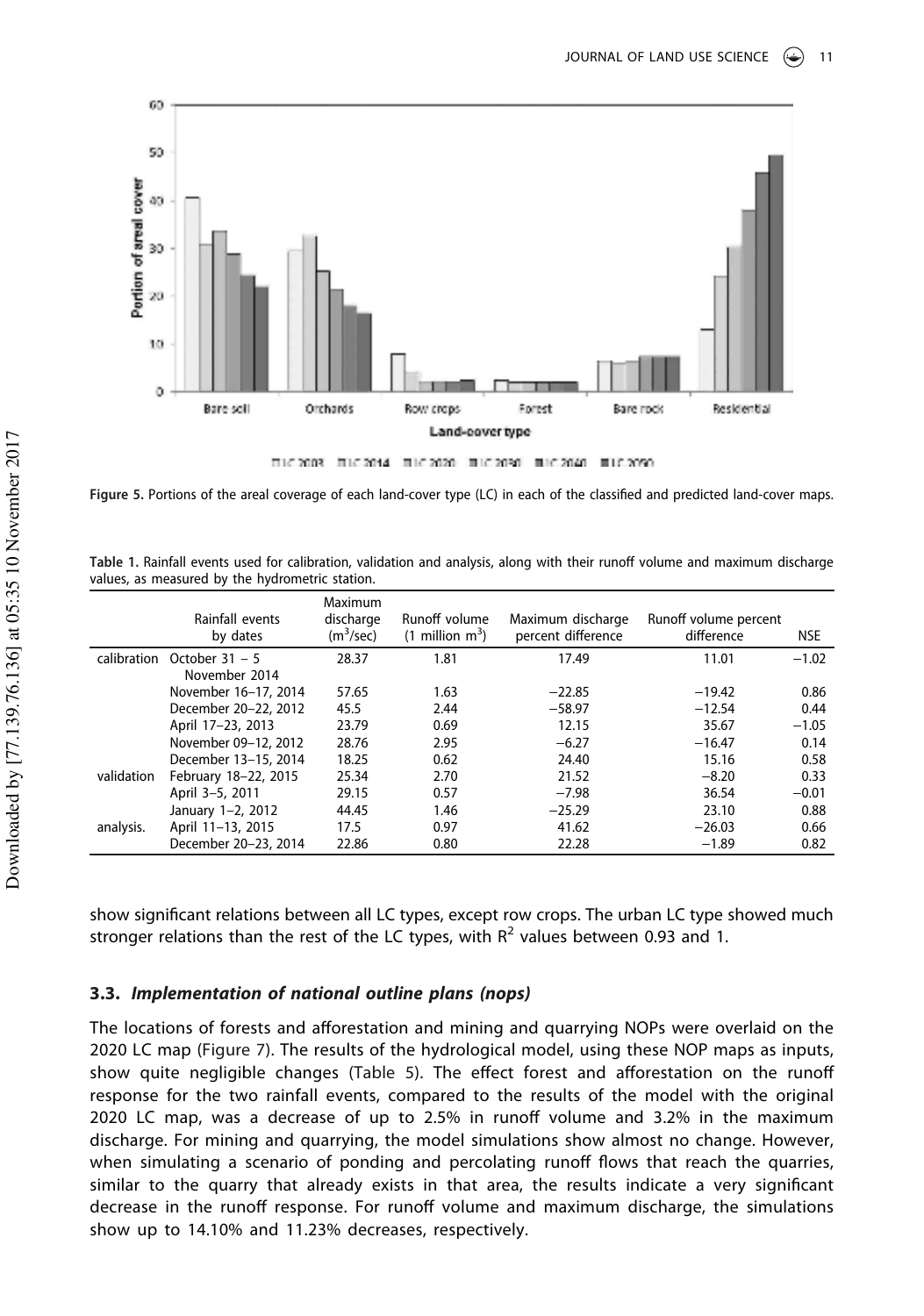**Figure 5.** Portions of the areal coverage of each land-cover type (LC) in each of the classified and predicted land-cover maps.

**Table 1.** Rainfall events used for calibration, validation and analysis, along with their runoff volume and maximum discharge values, as measured by the hydrometric station.

| | Rainfall events by dates | Maximum discharge ($m^3$/sec) | Runoff volume (1 million $m^3$) | Maximum discharge percent difference | Runoff volume percent difference | NSE |
|---|---|---|---|---|---|---|
| calibration | October 31 – 5 November 2014 | 28.37 | 1.81 | 17.49 | 11.01 | −1.02 |
| | November 16–17, 2014 | 57.65 | 1.63 | −22.85 | −19.42 | 0.86 |
| | December 20–22, 2012 | 45.5 | 2.44 | −58.97 | −12.54 | 0.44 |
| | April 17–23, 2013 | 23.79 | 0.69 | 12.15 | 35.67 | −1.05 |
| | November 09–12, 2012 | 28.76 | 2.95 | −6.27 | −16.47 | 0.14 |
| | December 13–15, 2014 | 18.25 | 0.62 | 24.40 | 15.16 | 0.58 |
| validation | February 18–22, 2015 | 25.34 | 2.70 | 21.52 | −8.20 | 0.33 |
| | April 3–5, 2011 | 29.15 | 0.57 | −7.98 | 36.54 | −0.01 |
| | January 1–2, 2012 | 44.45 | 1.46 | −25.29 | 23.10 | 0.88 |
| analysis. | April 11–13, 2015 | 17.5 | 0.97 | 41.62 | −26.03 | 0.66 |
| | December 20–23, 2014 | 22.86 | 0.80 | 22.28 | −1.89 | 0.82 |

show significant relations between all LC types, except row crops. The urban LC type showed much stronger relations than the rest of the LC types, with $R^2$ values between 0.93 and 1.

### 3.3. *Implementation of national outline plans (nops)*

The locations of forests and afforestation and mining and quarrying NOPs were overlaid on the 2020 LC map (Figure 7). The results of the hydrological model, using these NOP maps as inputs, show quite negligible changes (Table 5). The effect forest and afforestation on the runoff response for the two rainfall events, compared to the results of the model with the original 2020 LC map, was a decrease of up to 2.5% in runoff volume and 3.2% in the maximum discharge. For mining and quarrying, the model simulations show almost no change. However, when simulating a scenario of ponding and percolating runoff flows that reach the quarries, similar to the quarry that already exists in that area, the results indicate a very significant decrease in the runoff response. For runoff volume and maximum discharge, the simulations show up to 14.10% and 11.23% decreases, respectively.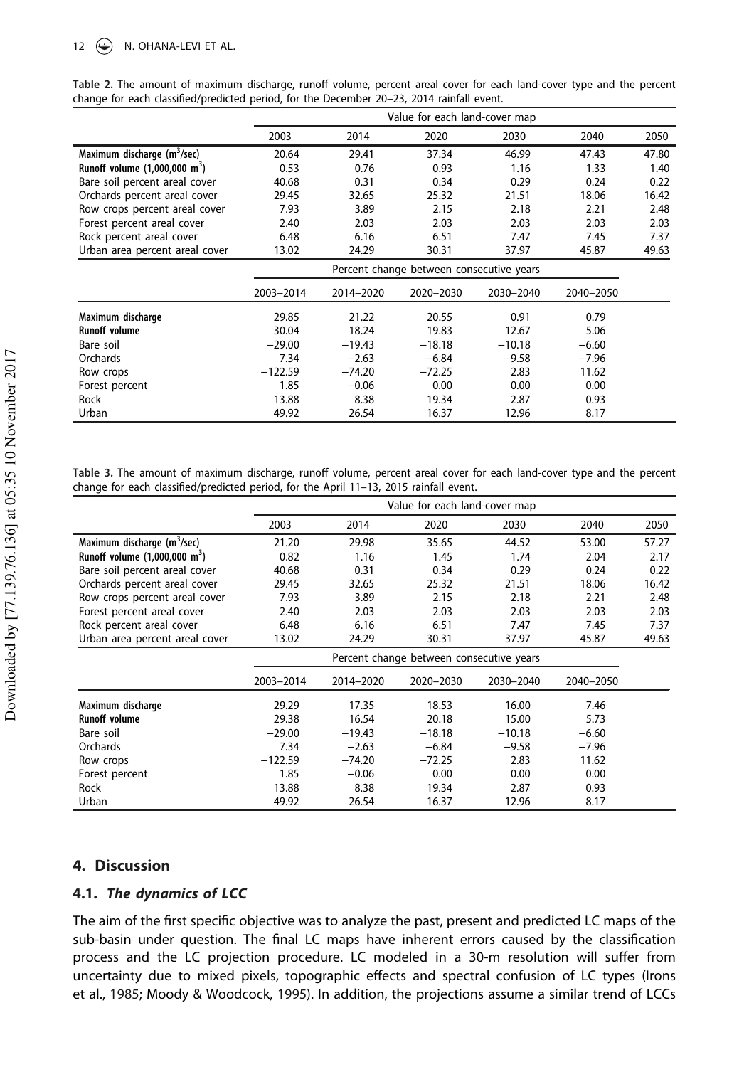**Table 2.** The amount of maximum discharge, runoff volume, percent areal cover for each land-cover type and the percent change for each classified/predicted period, for the December 20–23, 2014 rainfall event.

| | Value for each land-cover map | | | | | |
|---|---|---|---|---|---|---|
| | 2003 | 2014 | 2020 | 2030 | 2040 | 2050 |
| **Maximum discharge ($m^3$/sec)** | 20.64 | 29.41 | 37.34 | 46.99 | 47.43 | 47.80 |
| **Runoff volume (1,000,000 $m^3$)** | 0.53 | 0.76 | 0.93 | 1.16 | 1.33 | 1.40 |
| Bare soil percent areal cover | 40.68 | 0.31 | 0.34 | 0.29 | 0.24 | 0.22 |
| Orchards percent areal cover | 29.45 | 32.65 | 25.32 | 21.51 | 18.06 | 16.42 |
| Row crops percent areal cover | 7.93 | 3.89 | 2.15 | 2.18 | 2.21 | 2.48 |
| Forest percent areal cover | 2.40 | 2.03 | 2.03 | 2.03 | 2.03 | 2.03 |
| Rock percent areal cover | 6.48 | 6.16 | 6.51 | 7.47 | 7.45 | 7.37 |
| Urban area percent areal cover | 13.02 | 24.29 | 30.31 | 37.97 | 45.87 | 49.63 |
| | Percent change between consecutive years | | | | | |
| | 2003–2014 | 2014–2020 | 2020–2030 | 2030–2040 | 2040–2050 | |
| **Maximum discharge** | 29.85 | 21.22 | 20.55 | 0.91 | 0.79 | |
| **Runoff volume** | 30.04 | 18.24 | 19.83 | 12.67 | 5.06 | |
| Bare soil | −29.00 | −19.43 | −18.18 | −10.18 | −6.60 | |
| Orchards | 7.34 | −2.63 | −6.84 | −9.58 | −7.96 | |
| Row crops | −122.59 | −74.20 | −72.25 | 2.83 | 11.62 | |
| Forest percent | 1.85 | −0.06 | 0.00 | 0.00 | 0.00 | |
| Rock | 13.88 | 8.38 | 19.34 | 2.87 | 0.93 | |
| Urban | 49.92 | 26.54 | 16.37 | 12.96 | 8.17 | |

**Table 3.** The amount of maximum discharge, runoff volume, percent areal cover for each land-cover type and the percent change for each classified/predicted period, for the April 11–13, 2015 rainfall event.

| | Value for each land-cover map | | | | | |
|---|---|---|---|---|---|---|
| | 2003 | 2014 | 2020 | 2030 | 2040 | 2050 |
| **Maximum discharge ($m^3$/sec)** | 21.20 | 29.98 | 35.65 | 44.52 | 53.00 | 57.27 |
| **Runoff volume (1,000,000 $m^3$)** | 0.82 | 1.16 | 1.45 | 1.74 | 2.04 | 2.17 |
| Bare soil percent areal cover | 40.68 | 0.31 | 0.34 | 0.29 | 0.24 | 0.22 |
| Orchards percent areal cover | 29.45 | 32.65 | 25.32 | 21.51 | 18.06 | 16.42 |
| Row crops percent areal cover | 7.93 | 3.89 | 2.15 | 2.18 | 2.21 | 2.48 |
| Forest percent areal cover | 2.40 | 2.03 | 2.03 | 2.03 | 2.03 | 2.03 |
| Rock percent areal cover | 6.48 | 6.16 | 6.51 | 7.47 | 7.45 | 7.37 |
| Urban area percent areal cover | 13.02 | 24.29 | 30.31 | 37.97 | 45.87 | 49.63 |
| | Percent change between consecutive years | | | | | |
| | 2003–2014 | 2014–2020 | 2020–2030 | 2030–2040 | 2040–2050 | |
| **Maximum discharge** | 29.29 | 17.35 | 18.53 | 16.00 | 7.46 | |
| **Runoff volume** | 29.38 | 16.54 | 20.18 | 15.00 | 5.73 | |
| Bare soil | −29.00 | −19.43 | −18.18 | −10.18 | −6.60 | |
| Orchards | 7.34 | −2.63 | −6.84 | −9.58 | −7.96 | |
| Row crops | −122.59 | −74.20 | −72.25 | 2.83 | 11.62 | |
| Forest percent | 1.85 | −0.06 | 0.00 | 0.00 | 0.00 | |
| Rock | 13.88 | 8.38 | 19.34 | 2.87 | 0.93 | |
| Urban | 49.92 | 26.54 | 16.37 | 12.96 | 8.17 | |

## 4. Discussion

### 4.1. *The dynamics of LCC*

The aim of the first specific objective was to analyze the past, present and predicted LC maps of the sub-basin under question. The final LC maps have inherent errors caused by the classification process and the LC projection procedure. LC modeled in a 30-m resolution will suffer from uncertainty due to mixed pixels, topographic effects and spectral confusion of LC types (Irons et al., 1985; Moody & Woodcock, 1995). In addition, the projections assume a similar trend of LCCs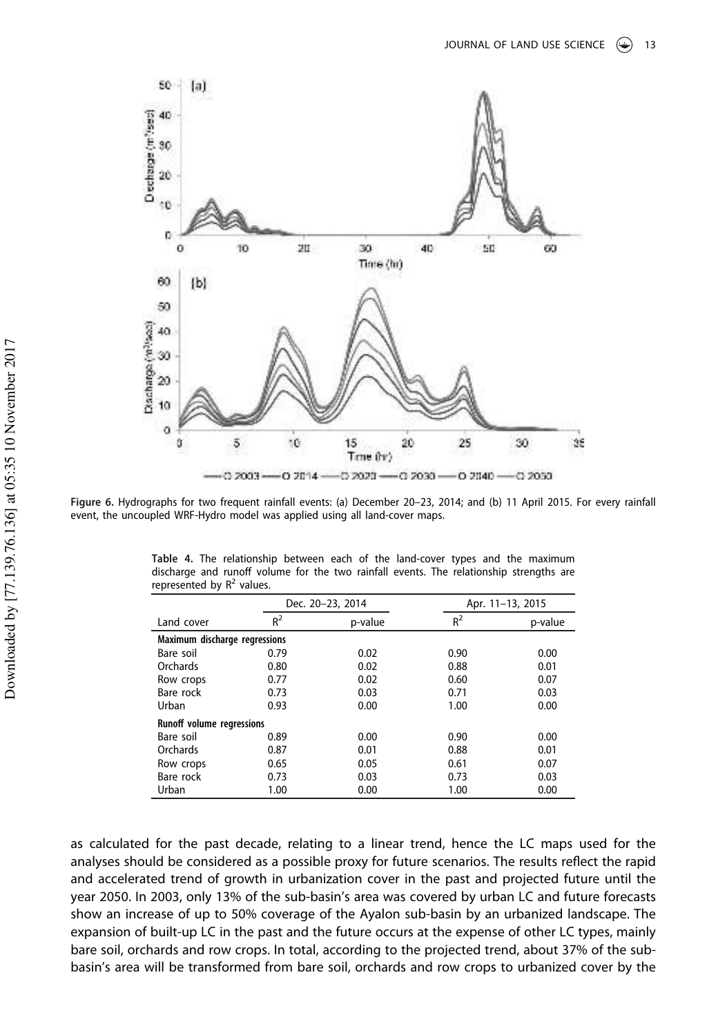**Figure 6.** Hydrographs for two frequent rainfall events: (a) December 20–23, 2014; and (b) 11 April 2015. For every rainfall event, the uncoupled WRF-Hydro model was applied using all land-cover maps.

**Table 4.** The relationship between each of the land-cover types and the maximum discharge and runoff volume for the two rainfall events. The relationship strengths are represented by $R^2$ values.

| | Dec. 20–23, 2014 | | Apr. 11–13, 2015 | |
|---|---|---|---|---|
| Land cover | $R^2$ | p-value | $R^2$ | p-value |
| **Maximum discharge regressions** | | | | |
| Bare soil | 0.79 | 0.02 | 0.90 | 0.00 |
| Orchards | 0.80 | 0.02 | 0.88 | 0.01 |
| Row crops | 0.77 | 0.02 | 0.60 | 0.07 |
| Bare rock | 0.73 | 0.03 | 0.71 | 0.03 |
| Urban | 0.93 | 0.00 | 1.00 | 0.00 |
| **Runoff volume regressions** | | | | |
| Bare soil | 0.89 | 0.00 | 0.90 | 0.00 |
| Orchards | 0.87 | 0.01 | 0.88 | 0.01 |
| Row crops | 0.65 | 0.05 | 0.61 | 0.07 |
| Bare rock | 0.73 | 0.03 | 0.73 | 0.03 |
| Urban | 1.00 | 0.00 | 1.00 | 0.00 |

as calculated for the past decade, relating to a linear trend, hence the LC maps used for the analyses should be considered as a possible proxy for future scenarios. The results reflect the rapid and accelerated trend of growth in urbanization cover in the past and projected future until the year 2050. In 2003, only 13% of the sub-basin's area was covered by urban LC and future forecasts show an increase of up to 50% coverage of the Ayalon sub-basin by an urbanized landscape. The expansion of built-up LC in the past and the future occurs at the expense of other LC types, mainly bare soil, orchards and row crops. In total, according to the projected trend, about 37% of the sub-basin's area will be transformed from bare soil, orchards and row crops to urbanized cover by the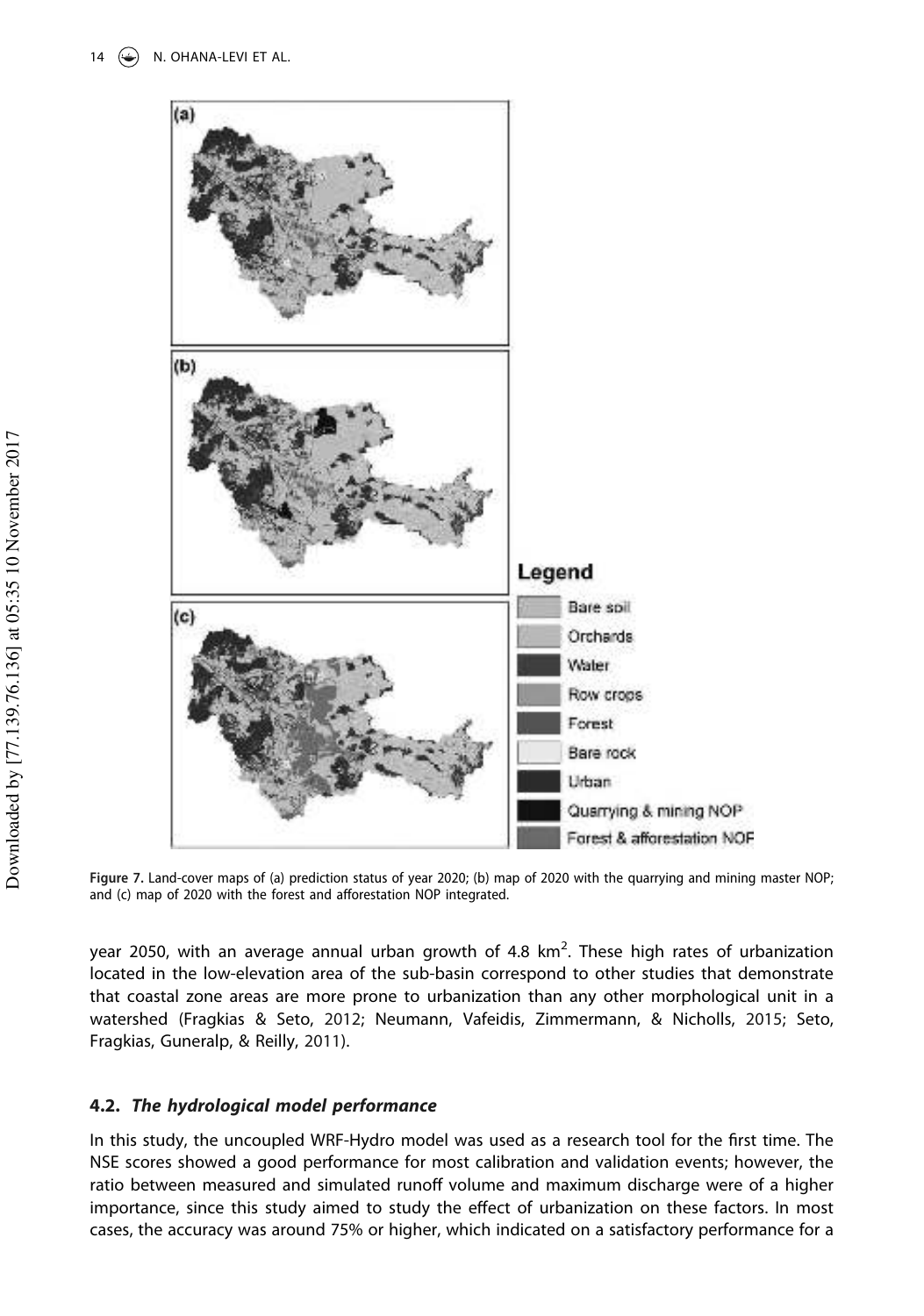**Figure 7.** Land-cover maps of (a) prediction status of year 2020; (b) map of 2020 with the quarrying and mining master NOP; and (c) map of 2020 with the forest and afforestation NOP integrated.

year 2050, with an average annual urban growth of 4.8 km$^2$. These high rates of urbanization located in the low-elevation area of the sub-basin correspond to other studies that demonstrate that coastal zone areas are more prone to urbanization than any other morphological unit in a watershed (Fragkias & Seto, 2012; Neumann, Vafeidis, Zimmermann, & Nicholls, 2015; Seto, Fragkias, Guneralp, & Reilly, 2011).

### 4.2. *The hydrological model performance*

In this study, the uncoupled WRF-Hydro model was used as a research tool for the first time. The NSE scores showed a good performance for most calibration and validation events; however, the ratio between measured and simulated runoff volume and maximum discharge were of a higher importance, since this study aimed to study the effect of urbanization on these factors. In most cases, the accuracy was around 75% or higher, which indicated on a satisfactory performance for a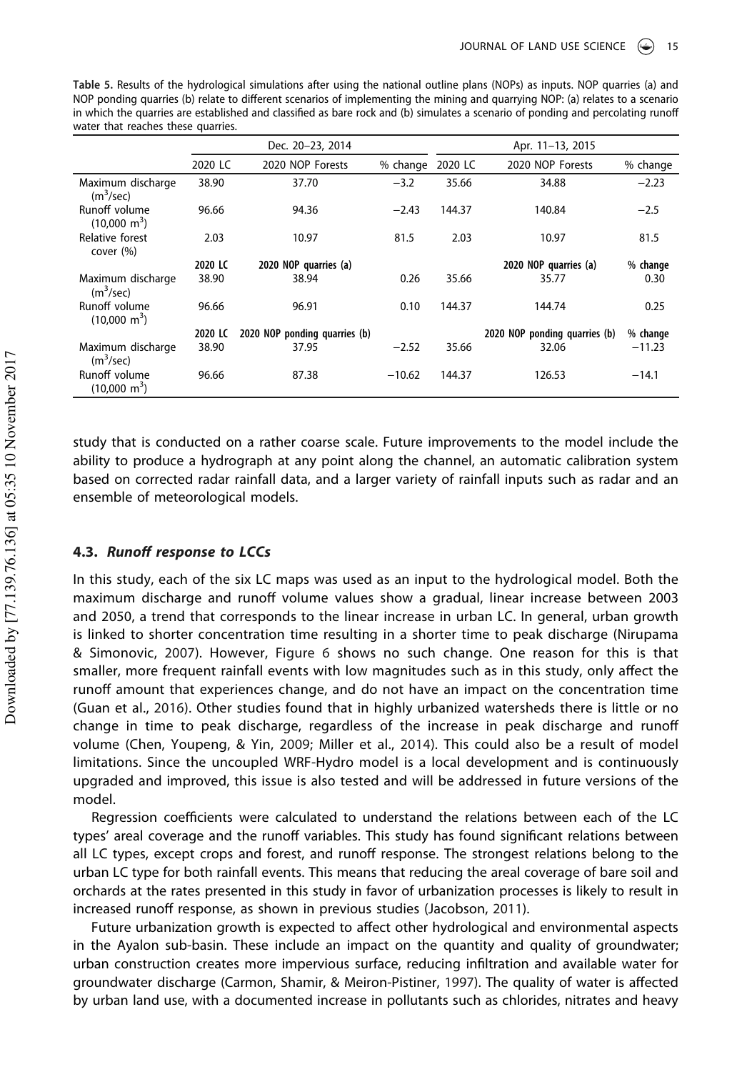**Table 5.** Results of the hydrological simulations after using the national outline plans (NOPs) as inputs. NOP quarries (a) and NOP ponding quarries (b) relate to different scenarios of implementing the mining and quarrying NOP: (a) relates to a scenario in which the quarries are established and classified as bare rock and (b) simulates a scenario of ponding and percolating runoff water that reaches these quarries.

| | Dec. 20–23, 2014 | | | Apr. 11–13, 2015 | | |
|---|---|---|---|---|---|---|
| | 2020 LC | 2020 NOP Forests | % change | 2020 LC | 2020 NOP Forests | % change |
| Maximum discharge ($m^3$/sec) | 38.90 | 37.70 | −3.2 | 35.66 | 34.88 | −2.23 |
| Runoff volume (10,000 $m^3$) | 96.66 | 94.36 | −2.43 | 144.37 | 140.84 | −2.5 |
| Relative forest cover (%) | 2.03 | 10.97 | 81.5 | 2.03 | 10.97 | 81.5 |
| | **2020 LC** | **2020 NOP quarries (a)** | | | **2020 NOP quarries (a)** | **% change** |
| Maximum discharge ($m^3$/sec) | 38.90 | 38.94 | 0.26 | 35.66 | 35.77 | 0.30 |
| Runoff volume (10,000 $m^3$) | 96.66 | 96.91 | 0.10 | 144.37 | 144.74 | 0.25 |
| | **2020 LC** | **2020 NOP ponding quarries (b)** | | | **2020 NOP ponding quarries (b)** | **% change** |
| Maximum discharge ($m^3$/sec) | 38.90 | 37.95 | −2.52 | 35.66 | 32.06 | −11.23 |
| Runoff volume (10,000 $m^3$) | 96.66 | 87.38 | −10.62 | 144.37 | 126.53 | −14.1 |

study that is conducted on a rather coarse scale. Future improvements to the model include the ability to produce a hydrograph at any point along the channel, an automatic calibration system based on corrected radar rainfall data, and a larger variety of rainfall inputs such as radar and an ensemble of meteorological models.

### 4.3. *Runoff response to LCCs*

In this study, each of the six LC maps was used as an input to the hydrological model. Both the maximum discharge and runoff volume values show a gradual, linear increase between 2003 and 2050, a trend that corresponds to the linear increase in urban LC. In general, urban growth is linked to shorter concentration time resulting in a shorter time to peak discharge (Nirupama & Simonovic, 2007). However, Figure 6 shows no such change. One reason for this is that smaller, more frequent rainfall events with low magnitudes such as in this study, only affect the runoff amount that experiences change, and do not have an impact on the concentration time (Guan et al., 2016). Other studies found that in highly urbanized watersheds there is little or no change in time to peak discharge, regardless of the increase in peak discharge and runoff volume (Chen, Youpeng, & Yin, 2009; Miller et al., 2014). This could also be a result of model limitations. Since the uncoupled WRF-Hydro model is a local development and is continuously upgraded and improved, this issue is also tested and will be addressed in future versions of the model.

Regression coefficients were calculated to understand the relations between each of the LC types' areal coverage and the runoff variables. This study has found significant relations between all LC types, except crops and forest, and runoff response. The strongest relations belong to the urban LC type for both rainfall events. This means that reducing the areal coverage of bare soil and orchards at the rates presented in this study in favor of urbanization processes is likely to result in increased runoff response, as shown in previous studies (Jacobson, 2011).

Future urbanization growth is expected to affect other hydrological and environmental aspects in the Ayalon sub-basin. These include an impact on the quantity and quality of groundwater; urban construction creates more impervious surface, reducing infiltration and available water for groundwater discharge (Carmon, Shamir, & Meiron-Pistiner, 1997). The quality of water is affected by urban land use, with a documented increase in pollutants such as chlorides, nitrates and heavy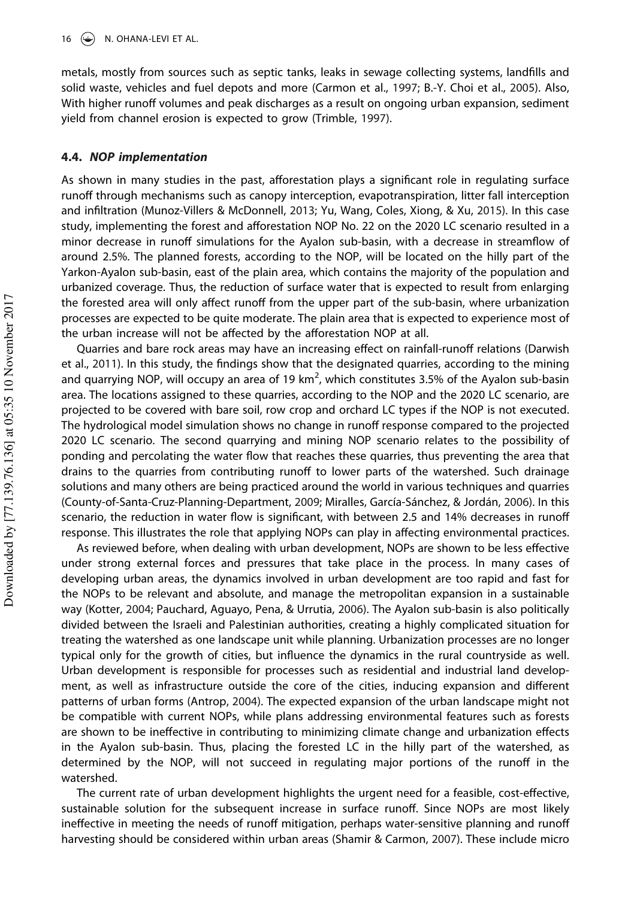metals, mostly from sources such as septic tanks, leaks in sewage collecting systems, landfills and solid waste, vehicles and fuel depots and more (Carmon et al., 1997; B.-Y. Choi et al., 2005). Also, With higher runoff volumes and peak discharges as a result on ongoing urban expansion, sediment yield from channel erosion is expected to grow (Trimble, 1997).

### 4.4. *NOP implementation*

As shown in many studies in the past, afforestation plays a significant role in regulating surface runoff through mechanisms such as canopy interception, evapotranspiration, litter fall interception and infiltration (Munoz-Villers & McDonnell, 2013; Yu, Wang, Coles, Xiong, & Xu, 2015). In this case study, implementing the forest and afforestation NOP No. 22 on the 2020 LC scenario resulted in a minor decrease in runoff simulations for the Ayalon sub-basin, with a decrease in streamflow of around 2.5%. The planned forests, according to the NOP, will be located on the hilly part of the Yarkon-Ayalon sub-basin, east of the plain area, which contains the majority of the population and urbanized coverage. Thus, the reduction of surface water that is expected to result from enlarging the forested area will only affect runoff from the upper part of the sub-basin, where urbanization processes are expected to be quite moderate. The plain area that is expected to experience most of the urban increase will not be affected by the afforestation NOP at all.

Quarries and bare rock areas may have an increasing effect on rainfall-runoff relations (Darwish et al., 2011). In this study, the findings show that the designated quarries, according to the mining and quarrying NOP, will occupy an area of 19 km$^2$, which constitutes 3.5% of the Ayalon sub-basin area. The locations assigned to these quarries, according to the NOP and the 2020 LC scenario, are projected to be covered with bare soil, row crop and orchard LC types if the NOP is not executed. The hydrological model simulation shows no change in runoff response compared to the projected 2020 LC scenario. The second quarrying and mining NOP scenario relates to the possibility of ponding and percolating the water flow that reaches these quarries, thus preventing the area that drains to the quarries from contributing runoff to lower parts of the watershed. Such drainage solutions and many others are being practiced around the world in various techniques and quarries (County-of-Santa-Cruz-Planning-Department, 2009; Miralles, García-Sánchez, & Jordán, 2006). In this scenario, the reduction in water flow is significant, with between 2.5 and 14% decreases in runoff response. This illustrates the role that applying NOPs can play in affecting environmental practices.

As reviewed before, when dealing with urban development, NOPs are shown to be less effective under strong external forces and pressures that take place in the process. In many cases of developing urban areas, the dynamics involved in urban development are too rapid and fast for the NOPs to be relevant and absolute, and manage the metropolitan expansion in a sustainable way (Kotter, 2004; Pauchard, Aguayo, Pena, & Urrutia, 2006). The Ayalon sub-basin is also politically divided between the Israeli and Palestinian authorities, creating a highly complicated situation for treating the watershed as one landscape unit while planning. Urbanization processes are no longer typical only for the growth of cities, but influence the dynamics in the rural countryside as well. Urban development is responsible for processes such as residential and industrial land development, as well as infrastructure outside the core of the cities, inducing expansion and different patterns of urban forms (Antrop, 2004). The expected expansion of the urban landscape might not be compatible with current NOPs, while plans addressing environmental features such as forests are shown to be ineffective in contributing to minimizing climate change and urbanization effects in the Ayalon sub-basin. Thus, placing the forested LC in the hilly part of the watershed, as determined by the NOP, will not succeed in regulating major portions of the runoff in the watershed.

The current rate of urban development highlights the urgent need for a feasible, cost-effective, sustainable solution for the subsequent increase in surface runoff. Since NOPs are most likely ineffective in meeting the needs of runoff mitigation, perhaps water-sensitive planning and runoff harvesting should be considered within urban areas (Shamir & Carmon, 2007). These include micro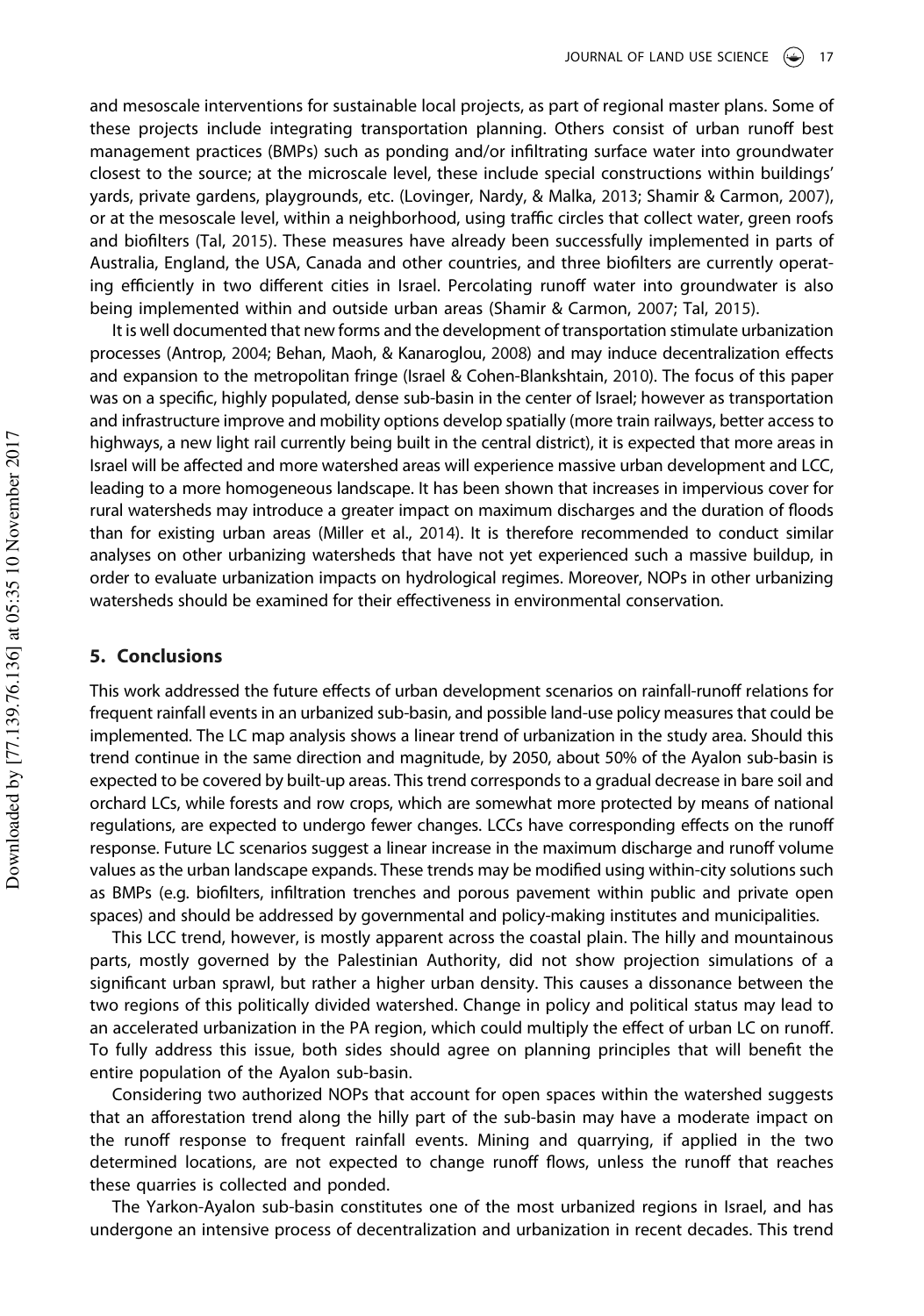and mesoscale interventions for sustainable local projects, as part of regional master plans. Some of these projects include integrating transportation planning. Others consist of urban runoff best management practices (BMPs) such as ponding and/or infiltrating surface water into groundwater closest to the source; at the microscale level, these include special constructions within buildings' yards, private gardens, playgrounds, etc. (Lovinger, Nardy, & Malka, 2013; Shamir & Carmon, 2007), or at the mesoscale level, within a neighborhood, using traffic circles that collect water, green roofs and biofilters (Tal, 2015). These measures have already been successfully implemented in parts of Australia, England, the USA, Canada and other countries, and three biofilters are currently operating efficiently in two different cities in Israel. Percolating runoff water into groundwater is also being implemented within and outside urban areas (Shamir & Carmon, 2007; Tal, 2015).

It is well documented that new forms and the development of transportation stimulate urbanization processes (Antrop, 2004; Behan, Maoh, & Kanaroglou, 2008) and may induce decentralization effects and expansion to the metropolitan fringe (Israel & Cohen-Blankshtain, 2010). The focus of this paper was on a specific, highly populated, dense sub-basin in the center of Israel; however as transportation and infrastructure improve and mobility options develop spatially (more train railways, better access to highways, a new light rail currently being built in the central district), it is expected that more areas in Israel will be affected and more watershed areas will experience massive urban development and LCC, leading to a more homogeneous landscape. It has been shown that increases in impervious cover for rural watersheds may introduce a greater impact on maximum discharges and the duration of floods than for existing urban areas (Miller et al., 2014). It is therefore recommended to conduct similar analyses on other urbanizing watersheds that have not yet experienced such a massive buildup, in order to evaluate urbanization impacts on hydrological regimes. Moreover, NOPs in other urbanizing watersheds should be examined for their effectiveness in environmental conservation.

## 5. Conclusions

This work addressed the future effects of urban development scenarios on rainfall-runoff relations for frequent rainfall events in an urbanized sub-basin, and possible land-use policy measures that could be implemented. The LC map analysis shows a linear trend of urbanization in the study area. Should this trend continue in the same direction and magnitude, by 2050, about 50% of the Ayalon sub-basin is expected to be covered by built-up areas. This trend corresponds to a gradual decrease in bare soil and orchard LCs, while forests and row crops, which are somewhat more protected by means of national regulations, are expected to undergo fewer changes. LCCs have corresponding effects on the runoff response. Future LC scenarios suggest a linear increase in the maximum discharge and runoff volume values as the urban landscape expands. These trends may be modified using within-city solutions such as BMPs (e.g. biofilters, infiltration trenches and porous pavement within public and private open spaces) and should be addressed by governmental and policy-making institutes and municipalities.

This LCC trend, however, is mostly apparent across the coastal plain. The hilly and mountainous parts, mostly governed by the Palestinian Authority, did not show projection simulations of a significant urban sprawl, but rather a higher urban density. This causes a dissonance between the two regions of this politically divided watershed. Change in policy and political status may lead to an accelerated urbanization in the PA region, which could multiply the effect of urban LC on runoff. To fully address this issue, both sides should agree on planning principles that will benefit the entire population of the Ayalon sub-basin.

Considering two authorized NOPs that account for open spaces within the watershed suggests that an afforestation trend along the hilly part of the sub-basin may have a moderate impact on the runoff response to frequent rainfall events. Mining and quarrying, if applied in the two determined locations, are not expected to change runoff flows, unless the runoff that reaches these quarries is collected and ponded.

The Yarkon-Ayalon sub-basin constitutes one of the most urbanized regions in Israel, and has undergone an intensive process of decentralization and urbanization in recent decades. This trend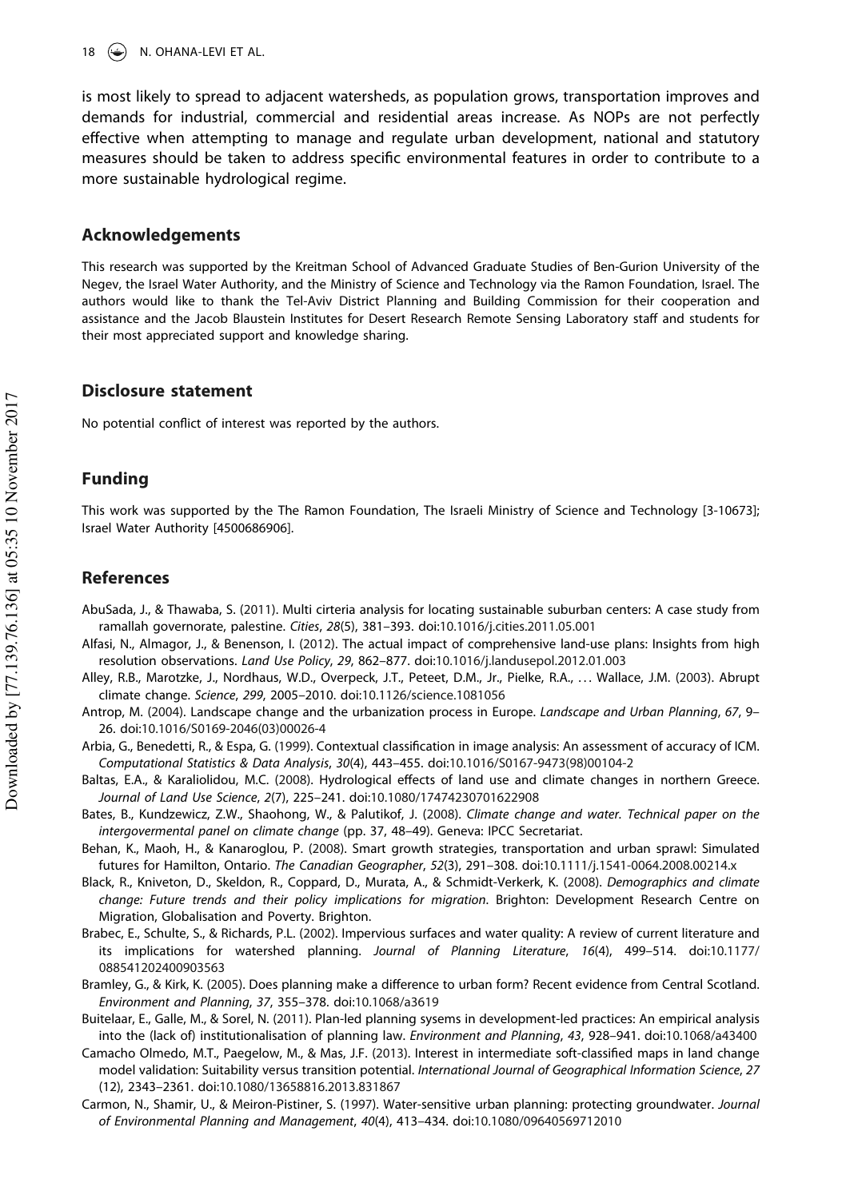is most likely to spread to adjacent watersheds, as population grows, transportation improves and demands for industrial, commercial and residential areas increase. As NOPs are not perfectly effective when attempting to manage and regulate urban development, national and statutory measures should be taken to address specific environmental features in order to contribute to a more sustainable hydrological regime.

## Acknowledgements

This research was supported by the Kreitman School of Advanced Graduate Studies of Ben-Gurion University of the Negev, the Israel Water Authority, and the Ministry of Science and Technology via the Ramon Foundation, Israel. The authors would like to thank the Tel-Aviv District Planning and Building Commission for their cooperation and assistance and the Jacob Blaustein Institutes for Desert Research Remote Sensing Laboratory staff and students for their most appreciated support and knowledge sharing.

## Disclosure statement

No potential conflict of interest was reported by the authors.

## Funding

This work was supported by the The Ramon Foundation, The Israeli Ministry of Science and Technology [3-10673]; Israel Water Authority [4500686906].

## References

AbuSada, J., & Thawaba, S. (2011). Multi cirteria analysis for locating sustainable suburban centers: A case study from ramallah governorate, palestine. *Cities*, *28*(5), 381–393. doi:10.1016/j.cities.2011.05.001

Alfasi, N., Almagor, J., & Benenson, I. (2012). The actual impact of comprehensive land-use plans: Insights from high resolution observations. *Land Use Policy*, *29*, 862–877. doi:10.1016/j.landusepol.2012.01.003

Alley, R.B., Marotzke, J., Nordhaus, W.D., Overpeck, J.T., Peteet, D.M., Jr., Pielke, R.A., … Wallace, J.M. (2003). Abrupt climate change. *Science*, *299*, 2005–2010. doi:10.1126/science.1081056

Antrop, M. (2004). Landscape change and the urbanization process in Europe. *Landscape and Urban Planning*, *67*, 9–26. doi:10.1016/S0169-2046(03)00026-4

Arbia, G., Benedetti, R., & Espa, G. (1999). Contextual classification in image analysis: An assessment of accuracy of ICM. *Computational Statistics & Data Analysis*, *30*(4), 443–455. doi:10.1016/S0167-9473(98)00104-2

Baltas, E.A., & Karaliolidou, M.C. (2008). Hydrological effects of land use and climate changes in northern Greece. *Journal of Land Use Science*, *2*(7), 225–241. doi:10.1080/17474230701622908

Bates, B., Kundzewicz, Z.W., Shaohong, W., & Palutikof, J. (2008). *Climate change and water. Technical paper on the intergovermental panel on climate change* (pp. 37, 48–49). Geneva: IPCC Secretariat.

Behan, K., Maoh, H., & Kanaroglou, P. (2008). Smart growth strategies, transportation and urban sprawl: Simulated futures for Hamilton, Ontario. *The Canadian Geographer*, *52*(3), 291–308. doi:10.1111/j.1541-0064.2008.00214.x

Black, R., Kniveton, D., Skeldon, R., Coppard, D., Murata, A., & Schmidt-Verkerk, K. (2008). *Demographics and climate change: Future trends and their policy implications for migration*. Brighton: Development Research Centre on Migration, Globalisation and Poverty. Brighton.

Brabec, E., Schulte, S., & Richards, P.L. (2002). Impervious surfaces and water quality: A review of current literature and its implications for watershed planning. *Journal of Planning Literature*, *16*(4), 499–514. doi:10.1177/088541202400903563

Bramley, G., & Kirk, K. (2005). Does planning make a difference to urban form? Recent evidence from Central Scotland. *Environment and Planning*, *37*, 355–378. doi:10.1068/a3619

Buitelaar, E., Galle, M., & Sorel, N. (2011). Plan-led planning sysems in development-led practices: An empirical analysis into the (lack of) institutionalisation of planning law. *Environment and Planning*, *43*, 928–941. doi:10.1068/a43400

Camacho Olmedo, M.T., Paegelow, M., & Mas, J.F. (2013). Interest in intermediate soft-classified maps in land change model validation: Suitability versus transition potential. *International Journal of Geographical Information Science*, *27* (12), 2343–2361. doi:10.1080/13658816.2013.831867

Carmon, N., Shamir, U., & Meiron-Pistiner, S. (1997). Water-sensitive urban planning: protecting groundwater. *Journal of Environmental Planning and Management*, *40*(4), 413–434. doi:10.1080/09640569712010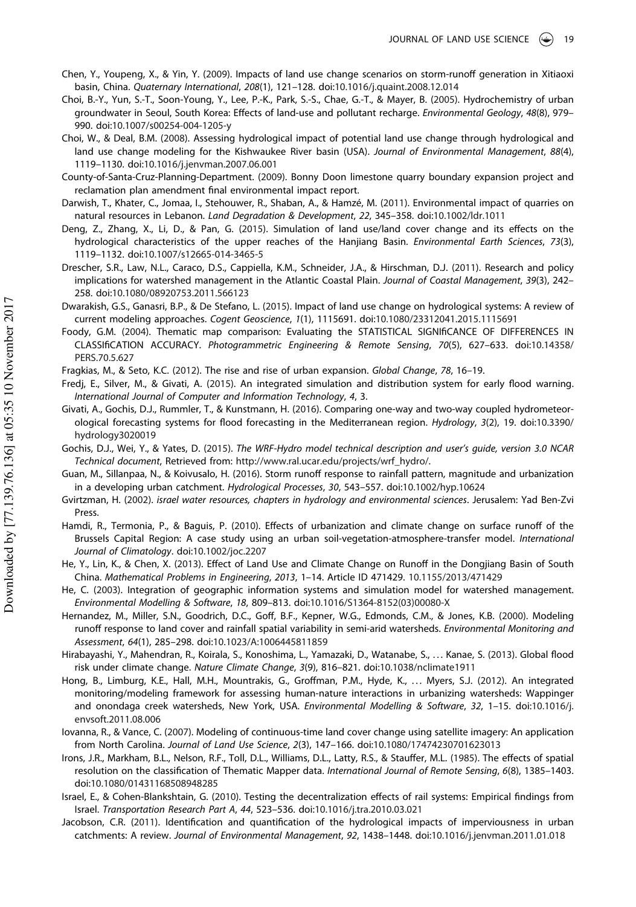Chen, Y., Youpeng, X., & Yin, Y. (2009). Impacts of land use change scenarios on storm-runoff generation in Xitiaoxi basin, China. *Quaternary International*, *208*(1), 121–128. doi:10.1016/j.quaint.2008.12.014

Choi, B.-Y., Yun, S.-T., Soon-Young, Y., Lee, P.-K., Park, S.-S., Chae, G.-T., & Mayer, B. (2005). Hydrochemistry of urban groundwater in Seoul, South Korea: Effects of land-use and pollutant recharge. *Environmental Geology*, *48*(8), 979–990. doi:10.1007/s00254-004-1205-y

Choi, W., & Deal, B.M. (2008). Assessing hydrological impact of potential land use change through hydrological and land use change modeling for the Kishwaukee River basin (USA). *Journal of Environmental Management*, *88*(4), 1119–1130. doi:10.1016/j.jenvman.2007.06.001

County-of-Santa-Cruz-Planning-Department. (2009). Bonny Doon limestone quarry boundary expansion project and reclamation plan amendment final environmental impact report.

Darwish, T., Khater, C., Jomaa, I., Stehouwer, R., Shaban, A., & Hamzé, M. (2011). Environmental impact of quarries on natural resources in Lebanon. *Land Degradation & Development*, *22*, 345–358. doi:10.1002/ldr.1011

Deng, Z., Zhang, X., Li, D., & Pan, G. (2015). Simulation of land use/land cover change and its effects on the hydrological characteristics of the upper reaches of the Hanjiang Basin. *Environmental Earth Sciences*, *73*(3), 1119–1132. doi:10.1007/s12665-014-3465-5

Drescher, S.R., Law, N.L., Caraco, D.S., Cappiella, K.M., Schneider, J.A., & Hirschman, D.J. (2011). Research and policy implications for watershed management in the Atlantic Coastal Plain. *Journal of Coastal Management*, *39*(3), 242–258. doi:10.1080/08920753.2011.566123

Dwarakish, G.S., Ganasri, B.P., & De Stefano, L. (2015). Impact of land use change on hydrological systems: A review of current modeling approaches. *Cogent Geoscience*, *1*(1), 1115691. doi:10.1080/23312041.2015.1115691

Foody, G.M. (2004). Thematic map comparison: Evaluating the STATISTICAL SIGNIfiCANCE OF DIFFERENCES IN CLASSIfiCATION ACCURACY. *Photogrammetric Engineering & Remote Sensing*, *70*(5), 627–633. doi:10.14358/PERS.70.5.627

Fragkias, M., & Seto, K.C. (2012). The rise and rise of urban expansion. *Global Change*, *78*, 16–19.

Fredj, E., Silver, M., & Givati, A. (2015). An integrated simulation and distribution system for early flood warning. *International Journal of Computer and Information Technology*, *4*, 3.

Givati, A., Gochis, D.J., Rummler, T., & Kunstmann, H. (2016). Comparing one-way and two-way coupled hydrometeorological forecasting systems for flood forecasting in the Mediterranean region. *Hydrology*, *3*(2), 19. doi:10.3390/hydrology3020019

Gochis, D.J., Wei, Y., & Yates, D. (2015). *The WRF-Hydro model technical description and user's guide, version 3.0 NCAR Technical document*, Retrieved from: http://www.ral.ucar.edu/projects/wrf_hydro/.

Guan, M., Sillanpaa, N., & Koivusalo, H. (2016). Storm runoff response to rainfall pattern, magnitude and urbanization in a developing urban catchment. *Hydrological Processes*, *30*, 543–557. doi:10.1002/hyp.10624

Gvirtzman, H. (2002). *israel water resources, chapters in hydrology and environmental sciences*. Jerusalem: Yad Ben-Zvi Press.

Hamdi, R., Termonia, P., & Baguis, P. (2010). Effects of urbanization and climate change on surface runoff of the Brussels Capital Region: A case study using an urban soil-vegetation-atmosphere-transfer model. *International Journal of Climatology*. doi:10.1002/joc.2207

He, Y., Lin, K., & Chen, X. (2013). Effect of Land Use and Climate Change on Runoff in the Dongjiang Basin of South China. *Mathematical Problems in Engineering*, *2013*, 1–14. Article ID 471429. 10.1155/2013/471429

He, C. (2003). Integration of geographic information systems and simulation model for watershed management. *Environmental Modelling & Software*, *18*, 809–813. doi:10.1016/S1364-8152(03)00080-X

Hernandez, M., Miller, S.N., Goodrich, D.C., Goff, B.F., Kepner, W.G., Edmonds, C.M., & Jones, K.B. (2000). Modeling runoff response to land cover and rainfall spatial variability in semi-arid watersheds. *Environmental Monitoring and Assessment*, *64*(1), 285–298. doi:10.1023/A:1006445811859

Hirabayashi, Y., Mahendran, R., Koirala, S., Konoshima, L., Yamazaki, D., Watanabe, S., … Kanae, S. (2013). Global flood risk under climate change. *Nature Climate Change*, *3*(9), 816–821. doi:10.1038/nclimate1911

Hong, B., Limburg, K.E., Hall, M.H., Mountrakis, G., Groffman, P.M., Hyde, K., … Myers, S.J. (2012). An integrated monitoring/modeling framework for assessing human-nature interactions in urbanizing watersheds: Wappinger and onondaga creek watersheds, New York, USA. *Environmental Modelling & Software*, *32*, 1–15. doi:10.1016/j.envsoft.2011.08.006

Iovanna, R., & Vance, C. (2007). Modeling of continuous-time land cover change using satellite imagery: An application from North Carolina. *Journal of Land Use Science*, *2*(3), 147–166. doi:10.1080/17474230701623013

Irons, J.R., Markham, B.L., Nelson, R.F., Toll, D.L., Williams, D.L., Latty, R.S., & Stauffer, M.L. (1985). The effects of spatial resolution on the classification of Thematic Mapper data. *International Journal of Remote Sensing*, *6*(8), 1385–1403. doi:10.1080/01431168508948285

Israel, E., & Cohen-Blankshtain, G. (2010). Testing the decentralization effects of rail systems: Empirical findings from Israel. *Transportation Research Part A*, *44*, 523–536. doi:10.1016/j.tra.2010.03.021

Jacobson, C.R. (2011). Identification and quantification of the hydrological impacts of imperviousness in urban catchments: A review. *Journal of Environmental Management*, *92*, 1438–1448. doi:10.1016/j.jenvman.2011.01.018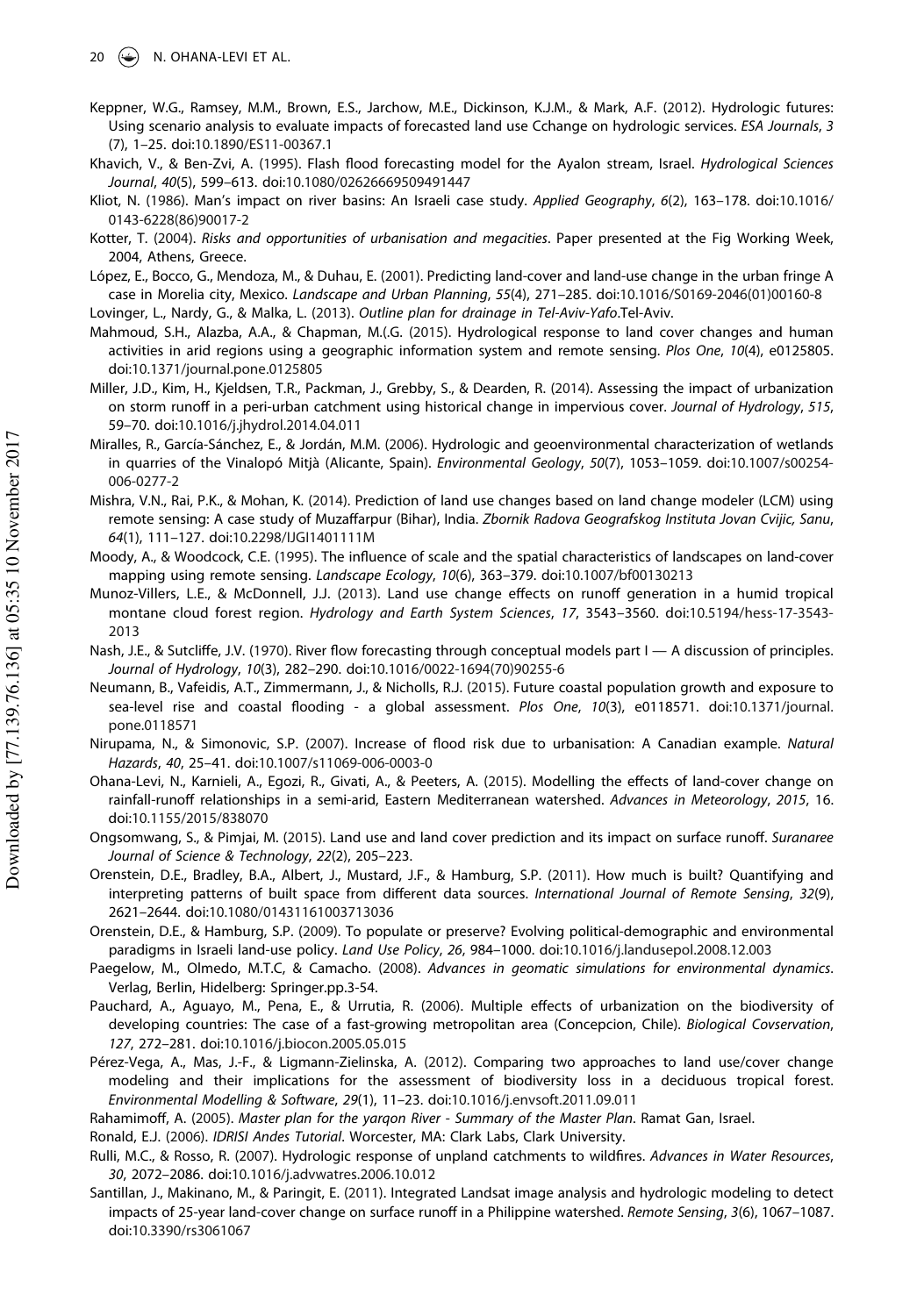Keppner, W.G., Ramsey, M.M., Brown, E.S., Jarchow, M.E., Dickinson, K.J.M., & Mark, A.F. (2012). Hydrologic futures: Using scenario analysis to evaluate impacts of forecasted land use Cchange on hydrologic services. *ESA Journals*, *3* (7), 1–25. doi:10.1890/ES11-00367.1

Khavich, V., & Ben-Zvi, A. (1995). Flash flood forecasting model for the Ayalon stream, Israel. *Hydrological Sciences Journal*, *40*(5), 599–613. doi:10.1080/02626669509491447

Kliot, N. (1986). Man's impact on river basins: An Israeli case study. *Applied Geography*, *6*(2), 163–178. doi:10.1016/0143-6228(86)90017-2

Kotter, T. (2004). *Risks and opportunities of urbanisation and megacities*. Paper presented at the Fig Working Week, 2004, Athens, Greece.

López, E., Bocco, G., Mendoza, M., & Duhau, E. (2001). Predicting land-cover and land-use change in the urban fringe A case in Morelia city, Mexico. *Landscape and Urban Planning*, *55*(4), 271–285. doi:10.1016/S0169-2046(01)00160-8

Lovinger, L., Nardy, G., & Malka, L. (2013). *Outline plan for drainage in Tel-Aviv-Yafo*.Tel-Aviv.

Mahmoud, S.H., Alazba, A.A., & Chapman, M.(.G. (2015). Hydrological response to land cover changes and human activities in arid regions using a geographic information system and remote sensing. *Plos One*, *10*(4), e0125805. doi:10.1371/journal.pone.0125805

Miller, J.D., Kim, H., Kjeldsen, T.R., Packman, J., Grebby, S., & Dearden, R. (2014). Assessing the impact of urbanization on storm runoff in a peri-urban catchment using historical change in impervious cover. *Journal of Hydrology*, *515*, 59–70. doi:10.1016/j.jhydrol.2014.04.011

Miralles, R., García-Sánchez, E., & Jordán, M.M. (2006). Hydrologic and geoenvironmental characterization of wetlands in quarries of the Vinalopó Mitjà (Alicante, Spain). *Environmental Geology*, *50*(7), 1053–1059. doi:10.1007/s00254-006-0277-2

Mishra, V.N., Rai, P.K., & Mohan, K. (2014). Prediction of land use changes based on land change modeler (LCM) using remote sensing: A case study of Muzaffarpur (Bihar), India. *Zbornik Radova Geografskog Instituta Jovan Cvijic, Sanu*, *64*(1), 111–127. doi:10.2298/IJGI1401111M

Moody, A., & Woodcock, C.E. (1995). The influence of scale and the spatial characteristics of landscapes on land-cover mapping using remote sensing. *Landscape Ecology*, *10*(6), 363–379. doi:10.1007/bf00130213

Munoz-Villers, L.E., & McDonnell, J.J. (2013). Land use change effects on runoff generation in a humid tropical montane cloud forest region. *Hydrology and Earth System Sciences*, *17*, 3543–3560. doi:10.5194/hess-17-3543-2013

Nash, J.E., & Sutcliffe, J.V. (1970). River flow forecasting through conceptual models part I — A discussion of principles. *Journal of Hydrology*, *10*(3), 282–290. doi:10.1016/0022-1694(70)90255-6

Neumann, B., Vafeidis, A.T., Zimmermann, J., & Nicholls, R.J. (2015). Future coastal population growth and exposure to sea-level rise and coastal flooding - a global assessment. *Plos One*, *10*(3), e0118571. doi:10.1371/journal.pone.0118571

Nirupama, N., & Simonovic, S.P. (2007). Increase of flood risk due to urbanisation: A Canadian example. *Natural Hazards*, *40*, 25–41. doi:10.1007/s11069-006-0003-0

Ohana-Levi, N., Karnieli, A., Egozi, R., Givati, A., & Peeters, A. (2015). Modelling the effects of land-cover change on rainfall-runoff relationships in a semi-arid, Eastern Mediterranean watershed. *Advances in Meteorology*, *2015*, 16. doi:10.1155/2015/838070

Ongsomwang, S., & Pimjai, M. (2015). Land use and land cover prediction and its impact on surface runoff. *Suranaree Journal of Science & Technology*, *22*(2), 205–223.

Orenstein, D.E., Bradley, B.A., Albert, J., Mustard, J.F., & Hamburg, S.P. (2011). How much is built? Quantifying and interpreting patterns of built space from different data sources. *International Journal of Remote Sensing*, *32*(9), 2621–2644. doi:10.1080/01431161003713036

Orenstein, D.E., & Hamburg, S.P. (2009). To populate or preserve? Evolving political-demographic and environmental paradigms in Israeli land-use policy. *Land Use Policy*, *26*, 984–1000. doi:10.1016/j.landusepol.2008.12.003

Paegelow, M., Olmedo, M.T.C, & Camacho. (2008). *Advances in geomatic simulations for environmental dynamics*. Verlag, Berlin, Hidelberg: Springer.pp.3-54.

Pauchard, A., Aguayo, M., Pena, E., & Urrutia, R. (2006). Multiple effects of urbanization on the biodiversity of developing countries: The case of a fast-growing metropolitan area (Concepcion, Chile). *Biological Covservation*, *127*, 272–281. doi:10.1016/j.biocon.2005.05.015

Pérez-Vega, A., Mas, J.-F., & Ligmann-Zielinska, A. (2012). Comparing two approaches to land use/cover change modeling and their implications for the assessment of biodiversity loss in a deciduous tropical forest. *Environmental Modelling & Software*, *29*(1), 11–23. doi:10.1016/j.envsoft.2011.09.011

Rahamimoff, A. (2005). *Master plan for the yarqon River - Summary of the Master Plan*. Ramat Gan, Israel.

Ronald, E.J. (2006). *IDRISI Andes Tutorial*. Worcester, MA: Clark Labs, Clark University.

Rulli, M.C., & Rosso, R. (2007). Hydrologic response of unpland catchments to wildfires. *Advances in Water Resources*, *30*, 2072–2086. doi:10.1016/j.advwatres.2006.10.012

Santillan, J., Makinano, M., & Paringit, E. (2011). Integrated Landsat image analysis and hydrologic modeling to detect impacts of 25-year land-cover change on surface runoff in a Philippine watershed. *Remote Sensing*, *3*(6), 1067–1087. doi:10.3390/rs3061067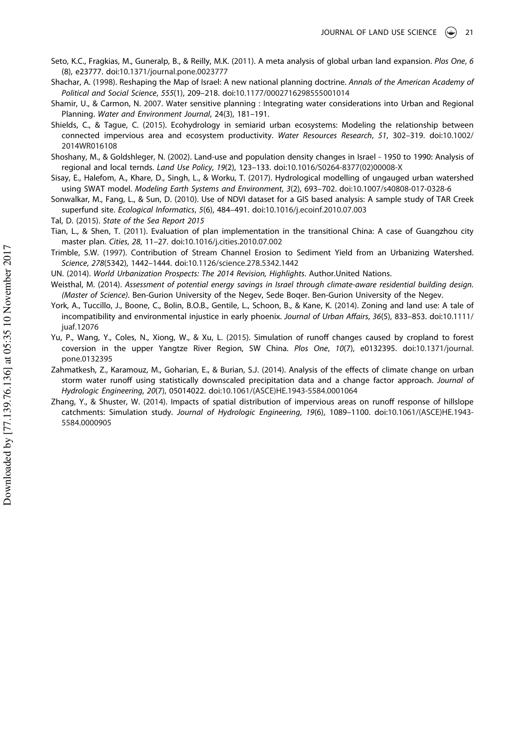Seto, K.C., Fragkias, M., Guneralp, B., & Reilly, M.K. (2011). A meta analysis of global urban land expansion. *Plos One*, *6* (8), e23777. doi:10.1371/journal.pone.0023777

Shachar, A. (1998). Reshaping the Map of Israel: A new national planning doctrine. *Annals of the American Academy of Political and Social Science*, *555*(1), 209–218. doi:10.1177/0002716298555001014

Shamir, U., & Carmon, N. 2007. Water sensitive planning : Integrating water considerations into Urban and Regional Planning. *Water and Environment Journal*, 24(3), 181–191.

Shields, C., & Tague, C. (2015). Ecohydrology in semiarid urban ecosystems: Modeling the relationship between connected impervious area and ecosystem productivity. *Water Resources Research*, *51*, 302–319. doi:10.1002/2014WR016108

Shoshany, M., & Goldshleger, N. (2002). Land-use and population density changes in Israel - 1950 to 1990: Analysis of regional and local ternds. *Land Use Policy*, *19*(2), 123–133. doi:10.1016/S0264-8377(02)00008-X

Sisay, E., Halefom, A., Khare, D., Singh, L., & Worku, T. (2017). Hydrological modelling of ungauged urban watershed using SWAT model. *Modeling Earth Systems and Environment*, *3*(2), 693–702. doi:10.1007/s40808-017-0328-6

Sonwalkar, M., Fang, L., & Sun, D. (2010). Use of NDVI dataset for a GIS based analysis: A sample study of TAR Creek superfund site. *Ecological Informatics*, *5*(6), 484–491. doi:10.1016/j.ecoinf.2010.07.003

Tal, D. (2015). *State of the Sea Report 2015*

Tian, L., & Shen, T. (2011). Evaluation of plan implementation in the transitional China: A case of Guangzhou city master plan. *Cities*, *28*, 11–27. doi:10.1016/j.cities.2010.07.002

Trimble, S.W. (1997). Contribution of Stream Channel Erosion to Sediment Yield from an Urbanizing Watershed. *Science*, *278*(5342), 1442–1444. doi:10.1126/science.278.5342.1442

UN. (2014). *World Urbanization Prospects: The 2014 Revision, Highlights*. Author.United Nations.

Weisthal, M. (2014). *Assessment of potential energy savings in Israel through climate-aware residential building design. (Master of Science)*. Ben-Gurion University of the Negev, Sede Boqer. Ben-Gurion University of the Negev.

York, A., Tuccillo, J., Boone, C., Bolin, B.O.B., Gentile, L., Schoon, B., & Kane, K. (2014). Zoning and land use: A tale of incompatibility and environmental injustice in early phoenix. *Journal of Urban Affairs*, *36*(5), 833–853. doi:10.1111/juaf.12076

Yu, P., Wang, Y., Coles, N., Xiong, W., & Xu, L. (2015). Simulation of runoff changes caused by cropland to forest coversion in the upper Yangtze River Region, SW China. *Plos One*, *10*(7), e0132395. doi:10.1371/journal.pone.0132395

Zahmatkesh, Z., Karamouz, M., Goharian, E., & Burian, S.J. (2014). Analysis of the effects of climate change on urban storm water runoff using statistically downscaled precipitation data and a change factor approach. *Journal of Hydrologic Engineering*, *20*(7), 05014022. doi:10.1061/(ASCE)HE.1943-5584.0001064

Zhang, Y., & Shuster, W. (2014). Impacts of spatial distribution of impervious areas on runoff response of hillslope catchments: Simulation study. *Journal of Hydrologic Engineering*, *19*(6), 1089–1100. doi:10.1061/(ASCE)HE.1943-5584.0000905